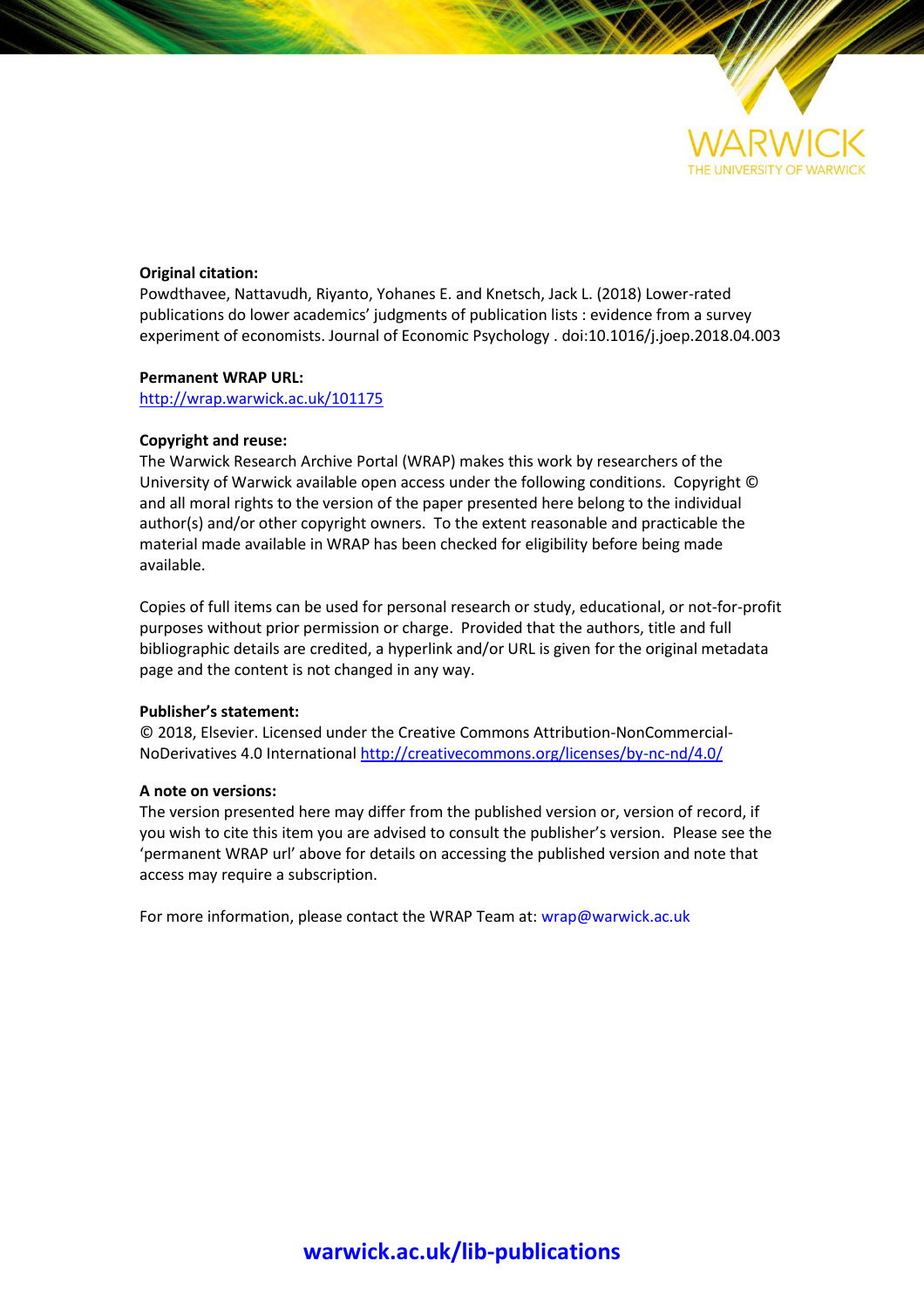**Original citation:**
Powdthavee, Nattavudh, Riyanto, Yohanes E. and Knetsch, Jack L. (2018) Lower-rated publications do lower academics' judgments of publication lists : evidence from a survey experiment of economists. Journal of Economic Psychology . doi:10.1016/j.joep.2018.04.003

**Permanent WRAP URL:**
http://wrap.warwick.ac.uk/101175

**Copyright and reuse:**
The Warwick Research Archive Portal (WRAP) makes this work by researchers of the University of Warwick available open access under the following conditions. Copyright © and all moral rights to the version of the paper presented here belong to the individual author(s) and/or other copyright owners. To the extent reasonable and practicable the material made available in WRAP has been checked for eligibility before being made available.

Copies of full items can be used for personal research or study, educational, or not-for-profit purposes without prior permission or charge. Provided that the authors, title and full bibliographic details are credited, a hyperlink and/or URL is given for the original metadata page and the content is not changed in any way.

**Publisher's statement:**
© 2018, Elsevier. Licensed under the Creative Commons Attribution-NonCommercial-NoDerivatives 4.0 International http://creativecommons.org/licenses/by-nc-nd/4.0/

**A note on versions:**
The version presented here may differ from the published version or, version of record, if you wish to cite this item you are advised to consult the publisher's version. Please see the 'permanent WRAP url' above for details on accessing the published version and note that access may require a subscription.

For more information, please contact the WRAP Team at: wrap@warwick.ac.uk

**warwick.ac.uk/lib-publications**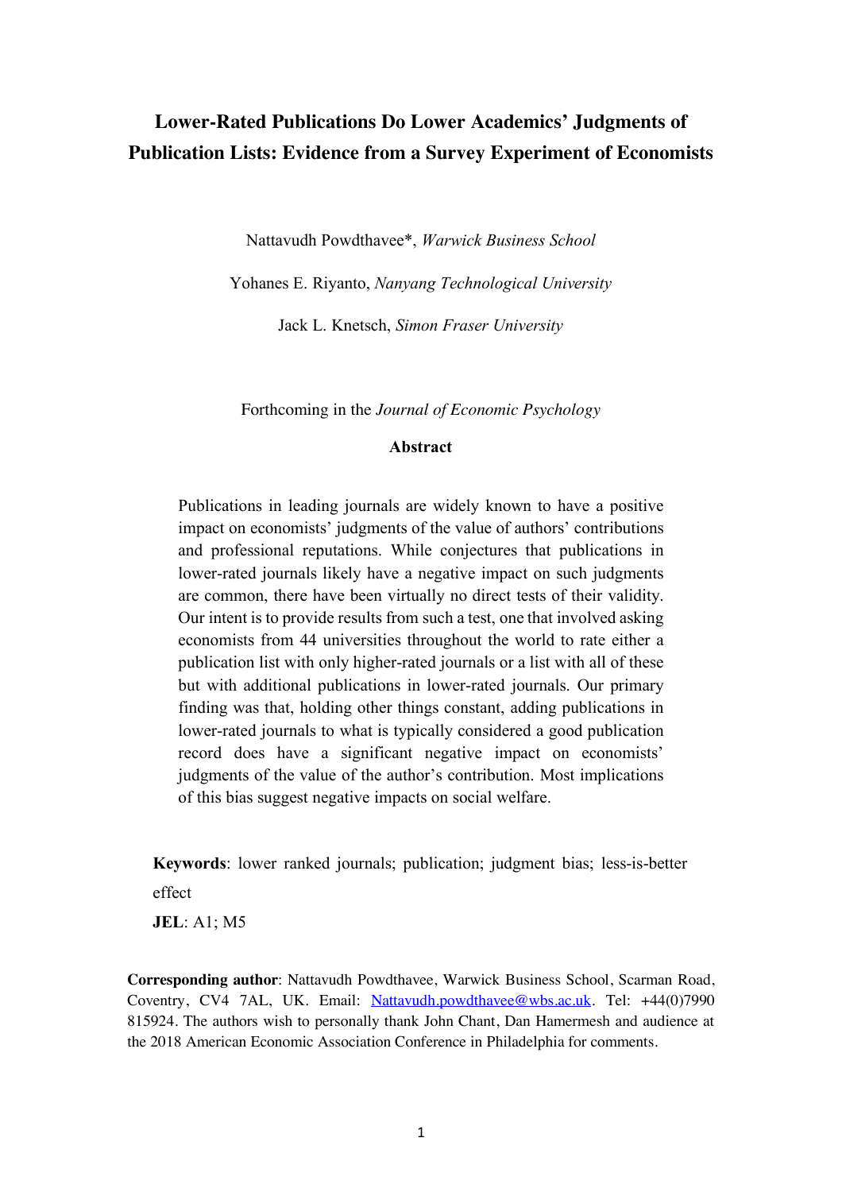# Lower-Rated Publications Do Lower Academics' Judgments of Publication Lists: Evidence from a Survey Experiment of Economists

Nattavudh Powdthavee*, *Warwick Business School*

Yohanes E. Riyanto, *Nanyang Technological University*

Jack L. Knetsch, *Simon Fraser University*

Forthcoming in the *Journal of Economic Psychology*

**Abstract**

Publications in leading journals are widely known to have a positive impact on economists' judgments of the value of authors' contributions and professional reputations. While conjectures that publications in lower-rated journals likely have a negative impact on such judgments are common, there have been virtually no direct tests of their validity. Our intent is to provide results from such a test, one that involved asking economists from 44 universities throughout the world to rate either a publication list with only higher-rated journals or a list with all of these but with additional publications in lower-rated journals. Our primary finding was that, holding other things constant, adding publications in lower-rated journals to what is typically considered a good publication record does have a significant negative impact on economists' judgments of the value of the author's contribution. Most implications of this bias suggest negative impacts on social welfare.

**Keywords**: lower ranked journals; publication; judgment bias; less-is-better effect

**JEL**: A1; M5

**Corresponding author**: Nattavudh Powdthavee, Warwick Business School, Scarman Road, Coventry, CV4 7AL, UK. Email: Nattavudh.powdthavee@wbs.ac.uk. Tel: +44(0)7990 815924. The authors wish to personally thank John Chant, Dan Hamermesh and audience at the 2018 American Economic Association Conference in Philadelphia for comments.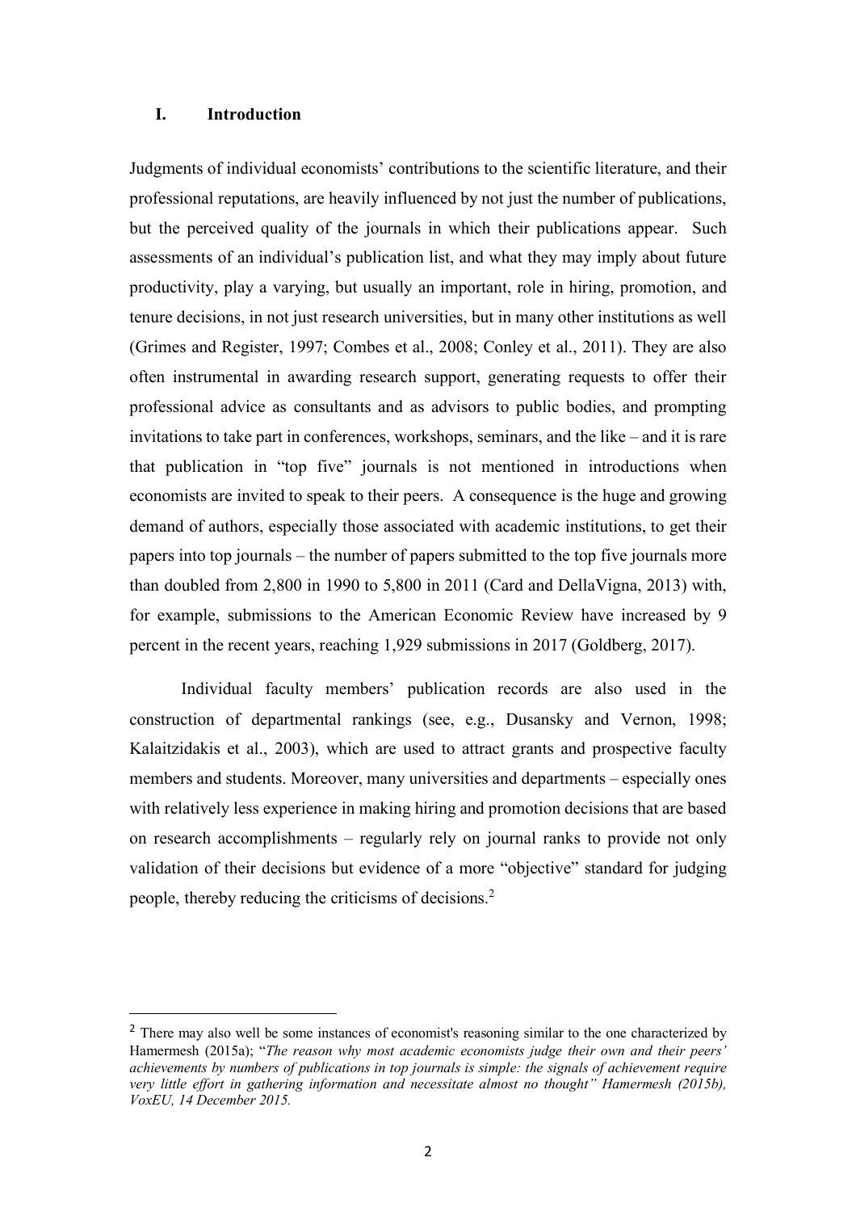## I. Introduction

Judgments of individual economists' contributions to the scientific literature, and their professional reputations, are heavily influenced by not just the number of publications, but the perceived quality of the journals in which their publications appear. Such assessments of an individual's publication list, and what they may imply about future productivity, play a varying, but usually an important, role in hiring, promotion, and tenure decisions, in not just research universities, but in many other institutions as well (Grimes and Register, 1997; Combes et al., 2008; Conley et al., 2011). They are also often instrumental in awarding research support, generating requests to offer their professional advice as consultants and as advisors to public bodies, and prompting invitations to take part in conferences, workshops, seminars, and the like – and it is rare that publication in "top five" journals is not mentioned in introductions when economists are invited to speak to their peers. A consequence is the huge and growing demand of authors, especially those associated with academic institutions, to get their papers into top journals – the number of papers submitted to the top five journals more than doubled from 2,800 in 1990 to 5,800 in 2011 (Card and DellaVigna, 2013) with, for example, submissions to the American Economic Review have increased by 9 percent in the recent years, reaching 1,929 submissions in 2017 (Goldberg, 2017).

Individual faculty members' publication records are also used in the construction of departmental rankings (see, e.g., Dusansky and Vernon, 1998; Kalaitzidakis et al., 2003), which are used to attract grants and prospective faculty members and students. Moreover, many universities and departments – especially ones with relatively less experience in making hiring and promotion decisions that are based on research accomplishments – regularly rely on journal ranks to provide not only validation of their decisions but evidence of a more "objective" standard for judging people, thereby reducing the criticisms of decisions.[2]

---

[2] There may also well be some instances of economist's reasoning similar to the one characterized by Hamermesh (2015a); "*The reason why most academic economists judge their own and their peers' achievements by numbers of publications in top journals is simple: the signals of achievement require very little effort in gathering information and necessitate almost no thought" Hamermesh (2015b), VoxEU, 14 December 2015.*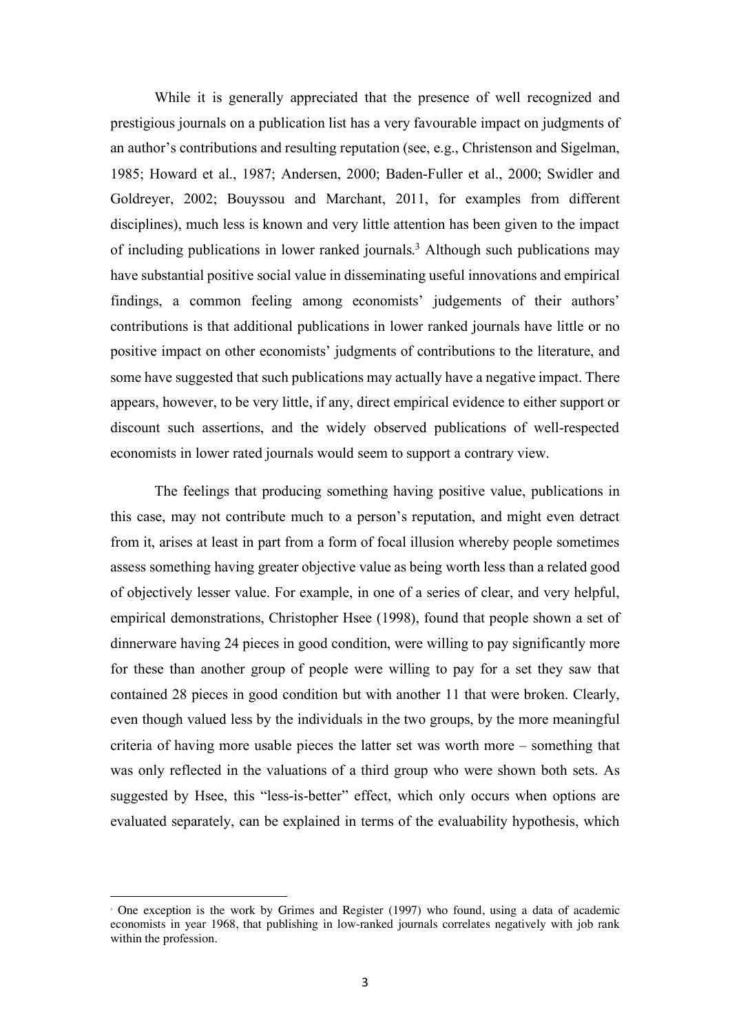While it is generally appreciated that the presence of well recognized and prestigious journals on a publication list has a very favourable impact on judgments of an author's contributions and resulting reputation (see, e.g., Christenson and Sigelman, 1985; Howard et al., 1987; Andersen, 2000; Baden-Fuller et al., 2000; Swidler and Goldreyer, 2002; Bouyssou and Marchant, 2011, for examples from different disciplines), much less is known and very little attention has been given to the impact of including publications in lower ranked journals.[3] Although such publications may have substantial positive social value in disseminating useful innovations and empirical findings, a common feeling among economists' judgements of their authors' contributions is that additional publications in lower ranked journals have little or no positive impact on other economists' judgments of contributions to the literature, and some have suggested that such publications may actually have a negative impact. There appears, however, to be very little, if any, direct empirical evidence to either support or discount such assertions, and the widely observed publications of well-respected economists in lower rated journals would seem to support a contrary view.

The feelings that producing something having positive value, publications in this case, may not contribute much to a person's reputation, and might even detract from it, arises at least in part from a form of focal illusion whereby people sometimes assess something having greater objective value as being worth less than a related good of objectively lesser value. For example, in one of a series of clear, and very helpful, empirical demonstrations, Christopher Hsee (1998), found that people shown a set of dinnerware having 24 pieces in good condition, were willing to pay significantly more for these than another group of people were willing to pay for a set they saw that contained 28 pieces in good condition but with another 11 that were broken. Clearly, even though valued less by the individuals in the two groups, by the more meaningful criteria of having more usable pieces the latter set was worth more – something that was only reflected in the valuations of a third group who were shown both sets. As suggested by Hsee, this "less-is-better" effect, which only occurs when options are evaluated separately, can be explained in terms of the evaluability hypothesis, which

[3] One exception is the work by Grimes and Register (1997) who found, using a data of academic economists in year 1968, that publishing in low-ranked journals correlates negatively with job rank within the profession.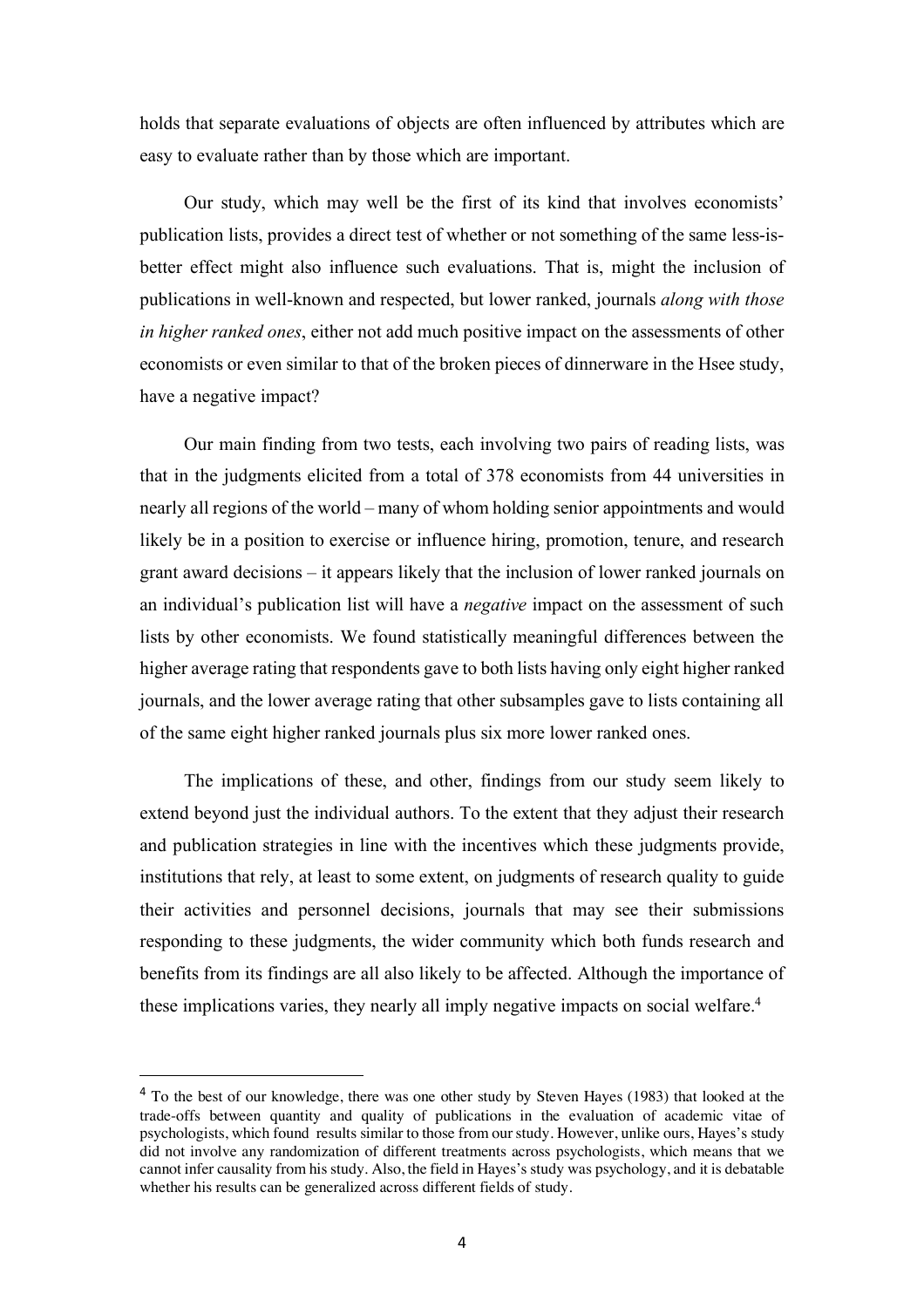holds that separate evaluations of objects are often influenced by attributes which are easy to evaluate rather than by those which are important.

Our study, which may well be the first of its kind that involves economists' publication lists, provides a direct test of whether or not something of the same less-is-better effect might also influence such evaluations. That is, might the inclusion of publications in well-known and respected, but lower ranked, journals *along with those in higher ranked ones*, either not add much positive impact on the assessments of other economists or even similar to that of the broken pieces of dinnerware in the Hsee study, have a negative impact?

Our main finding from two tests, each involving two pairs of reading lists, was that in the judgments elicited from a total of 378 economists from 44 universities in nearly all regions of the world – many of whom holding senior appointments and would likely be in a position to exercise or influence hiring, promotion, tenure, and research grant award decisions – it appears likely that the inclusion of lower ranked journals on an individual's publication list will have a *negative* impact on the assessment of such lists by other economists. We found statistically meaningful differences between the higher average rating that respondents gave to both lists having only eight higher ranked journals, and the lower average rating that other subsamples gave to lists containing all of the same eight higher ranked journals plus six more lower ranked ones.

The implications of these, and other, findings from our study seem likely to extend beyond just the individual authors. To the extent that they adjust their research and publication strategies in line with the incentives which these judgments provide, institutions that rely, at least to some extent, on judgments of research quality to guide their activities and personnel decisions, journals that may see their submissions responding to these judgments, the wider community which both funds research and benefits from its findings are all also likely to be affected. Although the importance of these implications varies, they nearly all imply negative impacts on social welfare.[4]

[4] To the best of our knowledge, there was one other study by Steven Hayes (1983) that looked at the trade-offs between quantity and quality of publications in the evaluation of academic vitae of psychologists, which found results similar to those from our study. However, unlike ours, Hayes's study did not involve any randomization of different treatments across psychologists, which means that we cannot infer causality from his study. Also, the field in Hayes's study was psychology, and it is debatable whether his results can be generalized across different fields of study.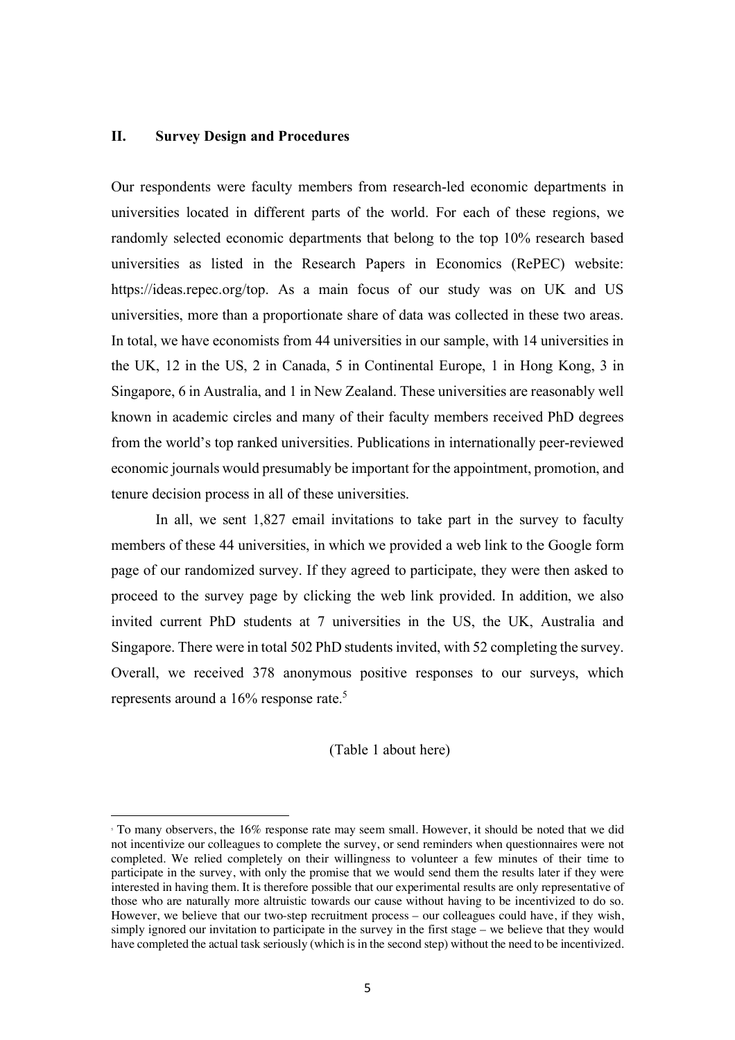## II. Survey Design and Procedures

Our respondents were faculty members from research-led economic departments in universities located in different parts of the world. For each of these regions, we randomly selected economic departments that belong to the top 10% research based universities as listed in the Research Papers in Economics (RePEC) website: https://ideas.repec.org/top. As a main focus of our study was on UK and US universities, more than a proportionate share of data was collected in these two areas. In total, we have economists from 44 universities in our sample, with 14 universities in the UK, 12 in the US, 2 in Canada, 5 in Continental Europe, 1 in Hong Kong, 3 in Singapore, 6 in Australia, and 1 in New Zealand. These universities are reasonably well known in academic circles and many of their faculty members received PhD degrees from the world's top ranked universities. Publications in internationally peer-reviewed economic journals would presumably be important for the appointment, promotion, and tenure decision process in all of these universities.

In all, we sent 1,827 email invitations to take part in the survey to faculty members of these 44 universities, in which we provided a web link to the Google form page of our randomized survey. If they agreed to participate, they were then asked to proceed to the survey page by clicking the web link provided. In addition, we also invited current PhD students at 7 universities in the US, the UK, Australia and Singapore. There were in total 502 PhD students invited, with 52 completing the survey. Overall, we received 378 anonymous positive responses to our surveys, which represents around a 16% response rate.[5]

(Table 1 about here)

[5] To many observers, the 16% response rate may seem small. However, it should be noted that we did not incentivize our colleagues to complete the survey, or send reminders when questionnaires were not completed. We relied completely on their willingness to volunteer a few minutes of their time to participate in the survey, with only the promise that we would send them the results later if they were interested in having them. It is therefore possible that our experimental results are only representative of those who are naturally more altruistic towards our cause without having to be incentivized to do so. However, we believe that our two-step recruitment process – our colleagues could have, if they wish, simply ignored our invitation to participate in the survey in the first stage – we believe that they would have completed the actual task seriously (which is in the second step) without the need to be incentivized.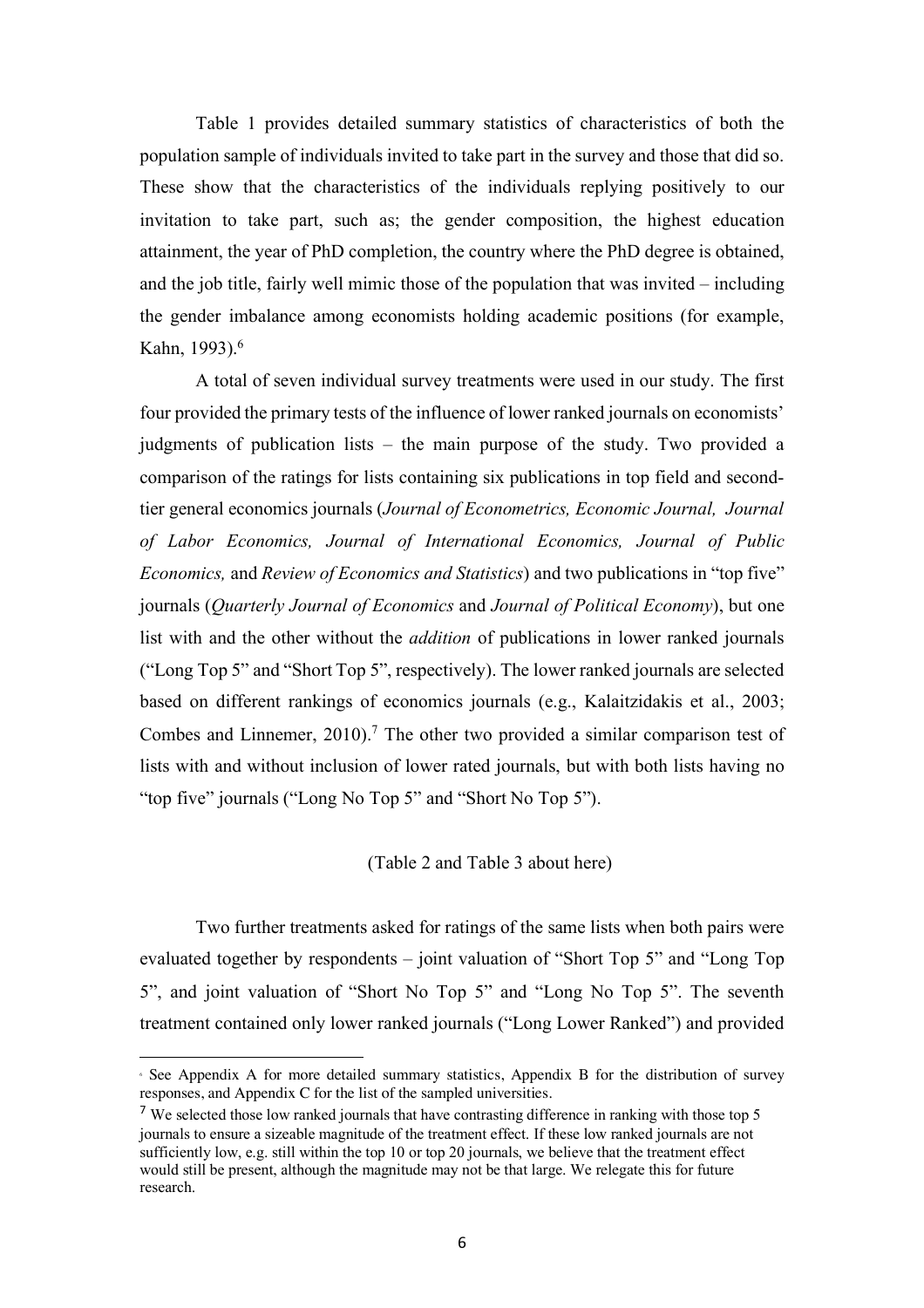Table 1 provides detailed summary statistics of characteristics of both the population sample of individuals invited to take part in the survey and those that did so. These show that the characteristics of the individuals replying positively to our invitation to take part, such as; the gender composition, the highest education attainment, the year of PhD completion, the country where the PhD degree is obtained, and the job title, fairly well mimic those of the population that was invited – including the gender imbalance among economists holding academic positions (for example, Kahn, 1993).[6]

A total of seven individual survey treatments were used in our study. The first four provided the primary tests of the influence of lower ranked journals on economists' judgments of publication lists – the main purpose of the study. Two provided a comparison of the ratings for lists containing six publications in top field and second-tier general economics journals (*Journal of Econometrics, Economic Journal, Journal of Labor Economics, Journal of International Economics, Journal of Public Economics,* and *Review of Economics and Statistics*) and two publications in "top five" journals (*Quarterly Journal of Economics* and *Journal of Political Economy*), but one list with and the other without the *addition* of publications in lower ranked journals ("Long Top 5" and "Short Top 5", respectively). The lower ranked journals are selected based on different rankings of economics journals (e.g., Kalaitzidakis et al., 2003; Combes and Linnemer, 2010).[7] The other two provided a similar comparison test of lists with and without inclusion of lower rated journals, but with both lists having no "top five" journals ("Long No Top 5" and "Short No Top 5").

(Table 2 and Table 3 about here)

Two further treatments asked for ratings of the same lists when both pairs were evaluated together by respondents – joint valuation of "Short Top 5" and "Long Top 5", and joint valuation of "Short No Top 5" and "Long No Top 5". The seventh treatment contained only lower ranked journals ("Long Lower Ranked") and provided

[6] See Appendix A for more detailed summary statistics, Appendix B for the distribution of survey responses, and Appendix C for the list of the sampled universities.

[7] We selected those low ranked journals that have contrasting difference in ranking with those top 5 journals to ensure a sizeable magnitude of the treatment effect. If these low ranked journals are not sufficiently low, e.g. still within the top 10 or top 20 journals, we believe that the treatment effect would still be present, although the magnitude may not be that large. We relegate this for future research.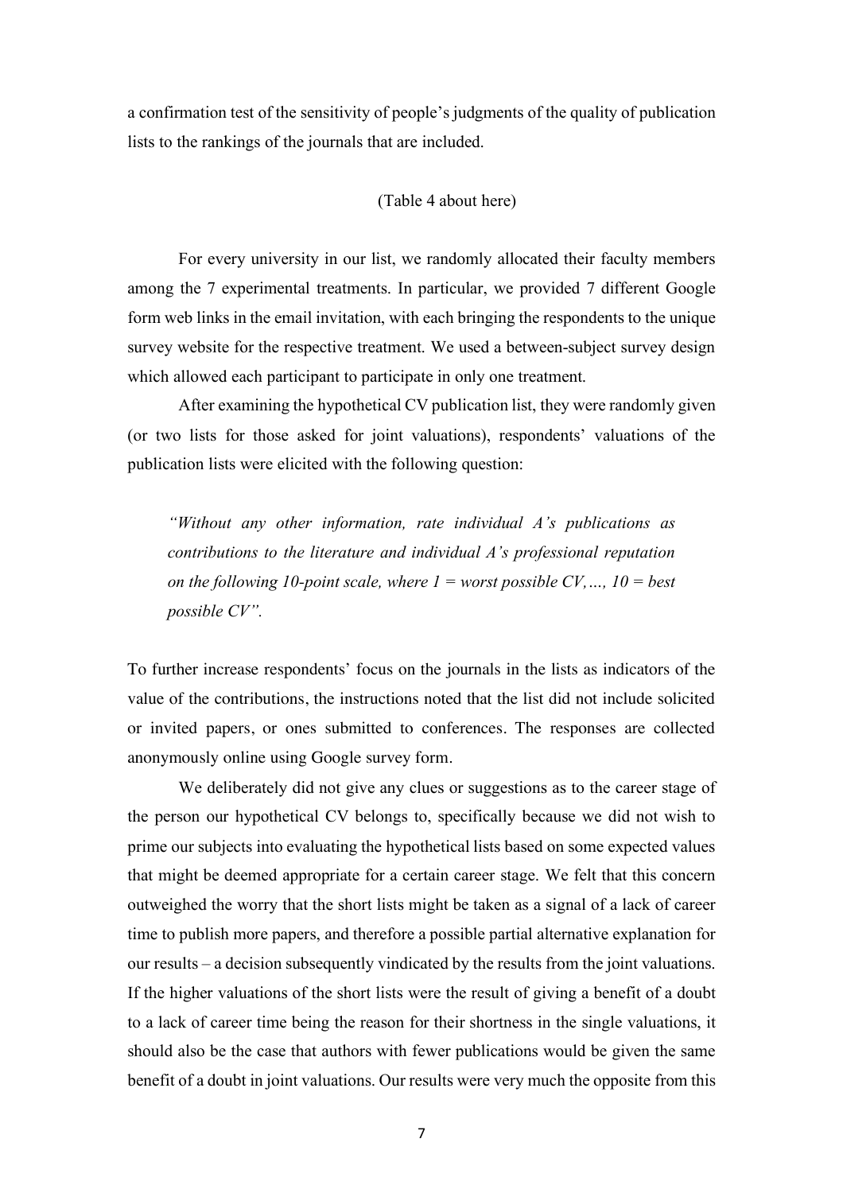a confirmation test of the sensitivity of people's judgments of the quality of publication lists to the rankings of the journals that are included.

(Table 4 about here)

For every university in our list, we randomly allocated their faculty members among the 7 experimental treatments. In particular, we provided 7 different Google form web links in the email invitation, with each bringing the respondents to the unique survey website for the respective treatment. We used a between-subject survey design which allowed each participant to participate in only one treatment.

After examining the hypothetical CV publication list, they were randomly given (or two lists for those asked for joint valuations), respondents' valuations of the publication lists were elicited with the following question:

> *"Without any other information, rate individual A's publications as contributions to the literature and individual A's professional reputation on the following 10-point scale, where 1 = worst possible CV,…, 10 = best possible CV".*

To further increase respondents' focus on the journals in the lists as indicators of the value of the contributions, the instructions noted that the list did not include solicited or invited papers, or ones submitted to conferences. The responses are collected anonymously online using Google survey form.

We deliberately did not give any clues or suggestions as to the career stage of the person our hypothetical CV belongs to, specifically because we did not wish to prime our subjects into evaluating the hypothetical lists based on some expected values that might be deemed appropriate for a certain career stage. We felt that this concern outweighed the worry that the short lists might be taken as a signal of a lack of career time to publish more papers, and therefore a possible partial alternative explanation for our results – a decision subsequently vindicated by the results from the joint valuations. If the higher valuations of the short lists were the result of giving a benefit of a doubt to a lack of career time being the reason for their shortness in the single valuations, it should also be the case that authors with fewer publications would be given the same benefit of a doubt in joint valuations. Our results were very much the opposite from this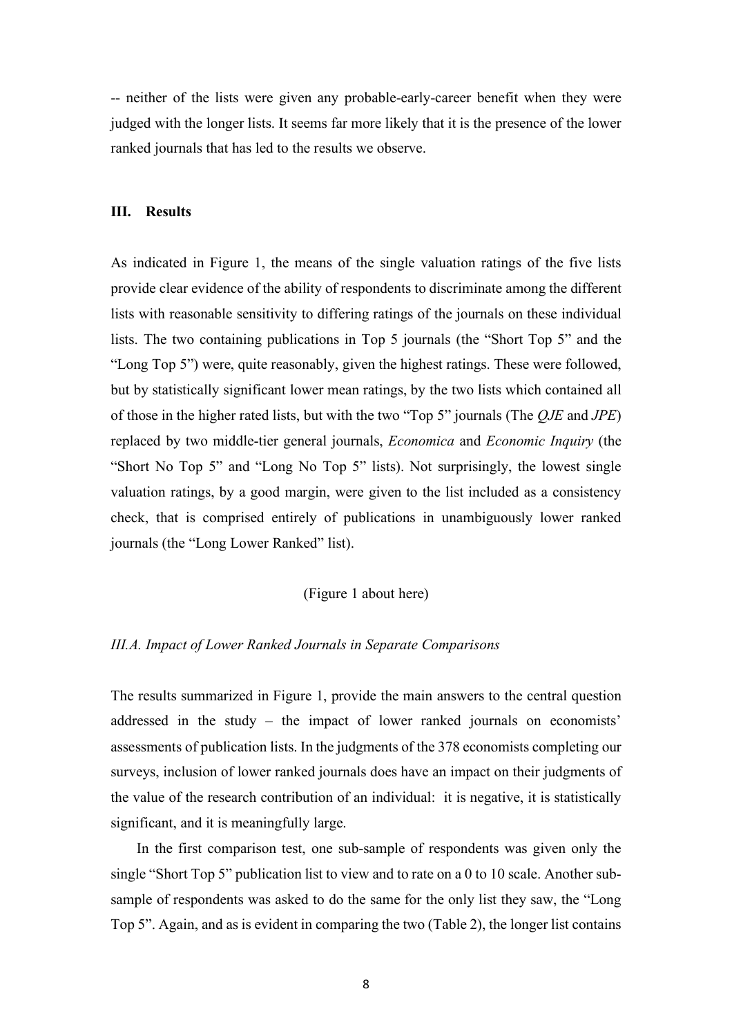-- neither of the lists were given any probable-early-career benefit when they were judged with the longer lists. It seems far more likely that it is the presence of the lower ranked journals that has led to the results we observe.

## III. Results

As indicated in Figure 1, the means of the single valuation ratings of the five lists provide clear evidence of the ability of respondents to discriminate among the different lists with reasonable sensitivity to differing ratings of the journals on these individual lists. The two containing publications in Top 5 journals (the "Short Top 5" and the "Long Top 5") were, quite reasonably, given the highest ratings. These were followed, but by statistically significant lower mean ratings, by the two lists which contained all of those in the higher rated lists, but with the two "Top 5" journals (The *QJE* and *JPE*) replaced by two middle-tier general journals, *Economica* and *Economic Inquiry* (the "Short No Top 5" and "Long No Top 5" lists). Not surprisingly, the lowest single valuation ratings, by a good margin, were given to the list included as a consistency check, that is comprised entirely of publications in unambiguously lower ranked journals (the "Long Lower Ranked" list).

(Figure 1 about here)

### *III.A. Impact of Lower Ranked Journals in Separate Comparisons*

The results summarized in Figure 1, provide the main answers to the central question addressed in the study – the impact of lower ranked journals on economists' assessments of publication lists. In the judgments of the 378 economists completing our surveys, inclusion of lower ranked journals does have an impact on their judgments of the value of the research contribution of an individual: it is negative, it is statistically significant, and it is meaningfully large.

In the first comparison test, one sub-sample of respondents was given only the single "Short Top 5" publication list to view and to rate on a 0 to 10 scale. Another sub-sample of respondents was asked to do the same for the only list they saw, the "Long Top 5". Again, and as is evident in comparing the two (Table 2), the longer list contains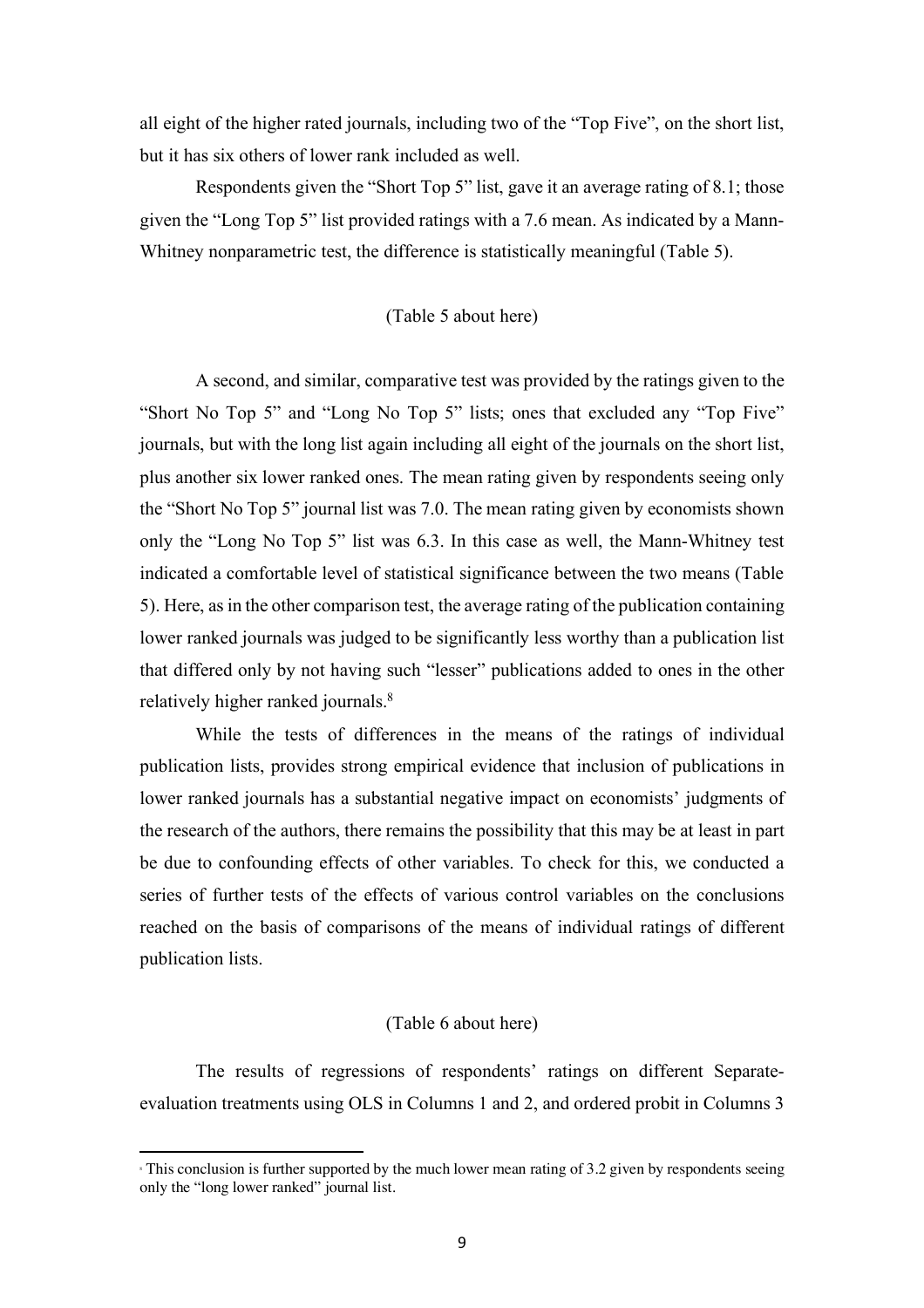all eight of the higher rated journals, including two of the "Top Five", on the short list, but it has six others of lower rank included as well.

Respondents given the "Short Top 5" list, gave it an average rating of 8.1; those given the "Long Top 5" list provided ratings with a 7.6 mean. As indicated by a Mann-Whitney nonparametric test, the difference is statistically meaningful (Table 5).

(Table 5 about here)

A second, and similar, comparative test was provided by the ratings given to the "Short No Top 5" and "Long No Top 5" lists; ones that excluded any "Top Five" journals, but with the long list again including all eight of the journals on the short list, plus another six lower ranked ones. The mean rating given by respondents seeing only the "Short No Top 5" journal list was 7.0. The mean rating given by economists shown only the "Long No Top 5" list was 6.3. In this case as well, the Mann-Whitney test indicated a comfortable level of statistical significance between the two means (Table 5). Here, as in the other comparison test, the average rating of the publication containing lower ranked journals was judged to be significantly less worthy than a publication list that differed only by not having such "lesser" publications added to ones in the other relatively higher ranked journals.[8]

While the tests of differences in the means of the ratings of individual publication lists, provides strong empirical evidence that inclusion of publications in lower ranked journals has a substantial negative impact on economists' judgments of the research of the authors, there remains the possibility that this may be at least in part be due to confounding effects of other variables. To check for this, we conducted a series of further tests of the effects of various control variables on the conclusions reached on the basis of comparisons of the means of individual ratings of different publication lists.

(Table 6 about here)

The results of regressions of respondents' ratings on different Separate-evaluation treatments using OLS in Columns 1 and 2, and ordered probit in Columns 3

[8] This conclusion is further supported by the much lower mean rating of 3.2 given by respondents seeing only the "long lower ranked" journal list.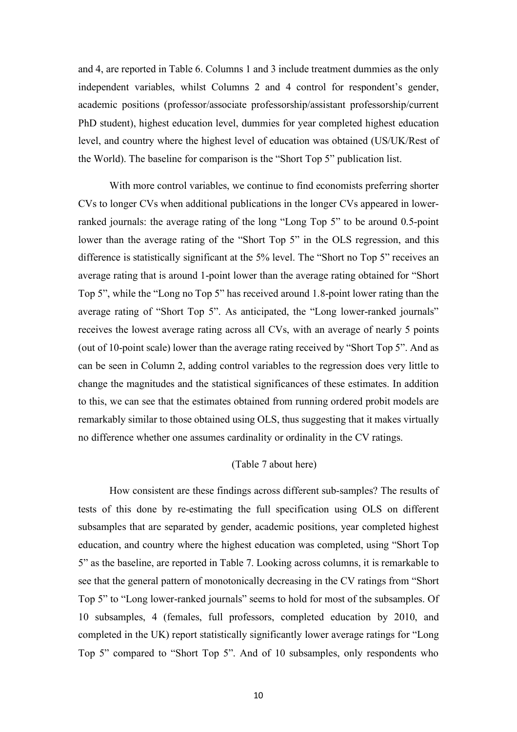and 4, are reported in Table 6. Columns 1 and 3 include treatment dummies as the only independent variables, whilst Columns 2 and 4 control for respondent's gender, academic positions (professor/associate professorship/assistant professorship/current PhD student), highest education level, dummies for year completed highest education level, and country where the highest level of education was obtained (US/UK/Rest of the World). The baseline for comparison is the "Short Top 5" publication list.

With more control variables, we continue to find economists preferring shorter CVs to longer CVs when additional publications in the longer CVs appeared in lower-ranked journals: the average rating of the long "Long Top 5" to be around 0.5-point lower than the average rating of the "Short Top 5" in the OLS regression, and this difference is statistically significant at the 5% level. The "Short no Top 5" receives an average rating that is around 1-point lower than the average rating obtained for "Short Top 5", while the "Long no Top 5" has received around 1.8-point lower rating than the average rating of "Short Top 5". As anticipated, the "Long lower-ranked journals" receives the lowest average rating across all CVs, with an average of nearly 5 points (out of 10-point scale) lower than the average rating received by "Short Top 5". And as can be seen in Column 2, adding control variables to the regression does very little to change the magnitudes and the statistical significances of these estimates. In addition to this, we can see that the estimates obtained from running ordered probit models are remarkably similar to those obtained using OLS, thus suggesting that it makes virtually no difference whether one assumes cardinality or ordinality in the CV ratings.

(Table 7 about here)

How consistent are these findings across different sub-samples? The results of tests of this done by re-estimating the full specification using OLS on different subsamples that are separated by gender, academic positions, year completed highest education, and country where the highest education was completed, using "Short Top 5" as the baseline, are reported in Table 7. Looking across columns, it is remarkable to see that the general pattern of monotonically decreasing in the CV ratings from "Short Top 5" to "Long lower-ranked journals" seems to hold for most of the subsamples. Of 10 subsamples, 4 (females, full professors, completed education by 2010, and completed in the UK) report statistically significantly lower average ratings for "Long Top 5" compared to "Short Top 5". And of 10 subsamples, only respondents who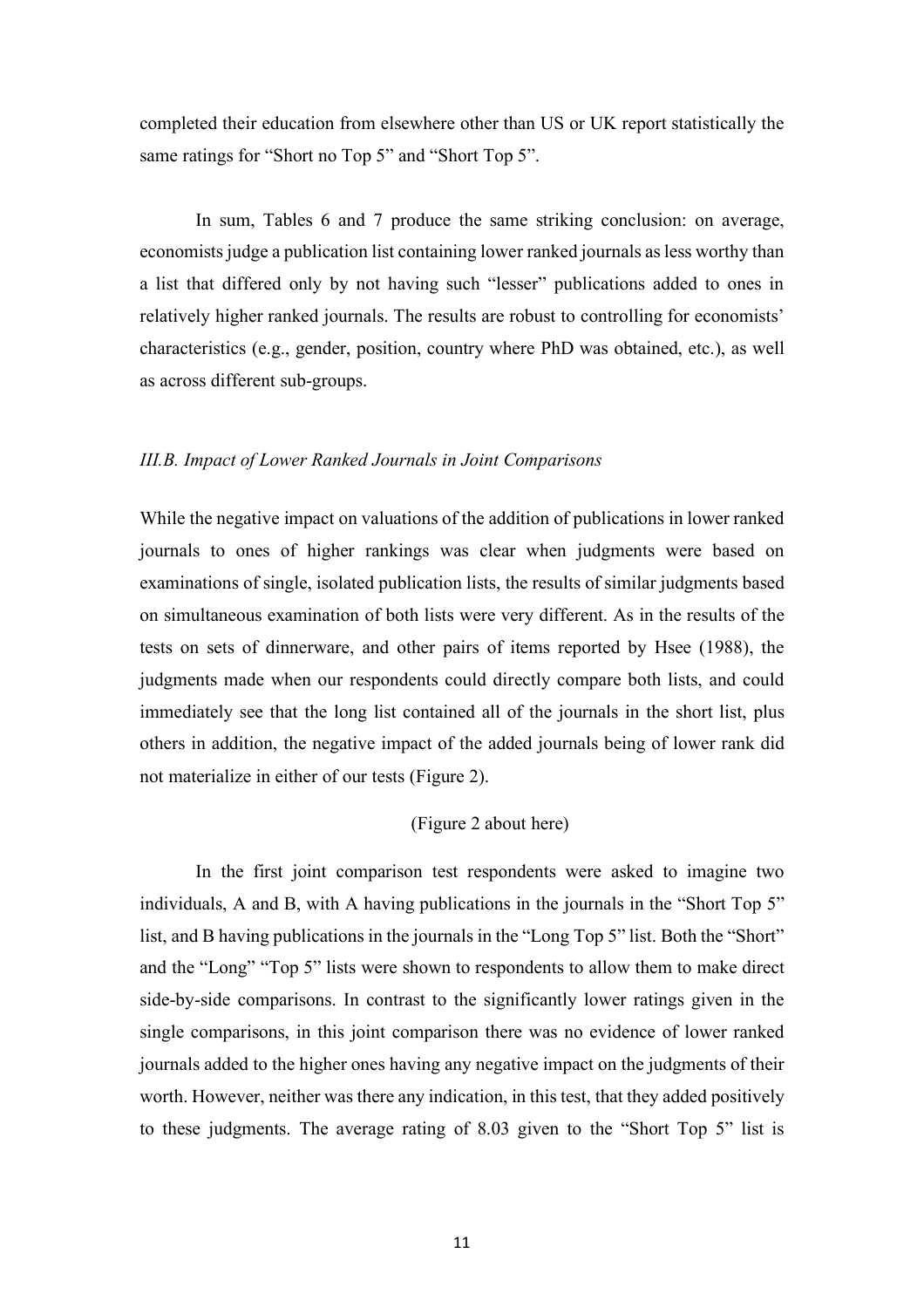completed their education from elsewhere other than US or UK report statistically the same ratings for "Short no Top 5" and "Short Top 5".

In sum, Tables 6 and 7 produce the same striking conclusion: on average, economists judge a publication list containing lower ranked journals as less worthy than a list that differed only by not having such "lesser" publications added to ones in relatively higher ranked journals. The results are robust to controlling for economists' characteristics (e.g., gender, position, country where PhD was obtained, etc.), as well as across different sub-groups.

### *III.B. Impact of Lower Ranked Journals in Joint Comparisons*

While the negative impact on valuations of the addition of publications in lower ranked journals to ones of higher rankings was clear when judgments were based on examinations of single, isolated publication lists, the results of similar judgments based on simultaneous examination of both lists were very different. As in the results of the tests on sets of dinnerware, and other pairs of items reported by Hsee (1988), the judgments made when our respondents could directly compare both lists, and could immediately see that the long list contained all of the journals in the short list, plus others in addition, the negative impact of the added journals being of lower rank did not materialize in either of our tests (Figure 2).

(Figure 2 about here)

In the first joint comparison test respondents were asked to imagine two individuals, A and B, with A having publications in the journals in the "Short Top 5" list, and B having publications in the journals in the "Long Top 5" list. Both the "Short" and the "Long" "Top 5" lists were shown to respondents to allow them to make direct side-by-side comparisons. In contrast to the significantly lower ratings given in the single comparisons, in this joint comparison there was no evidence of lower ranked journals added to the higher ones having any negative impact on the judgments of their worth. However, neither was there any indication, in this test, that they added positively to these judgments. The average rating of 8.03 given to the "Short Top 5" list is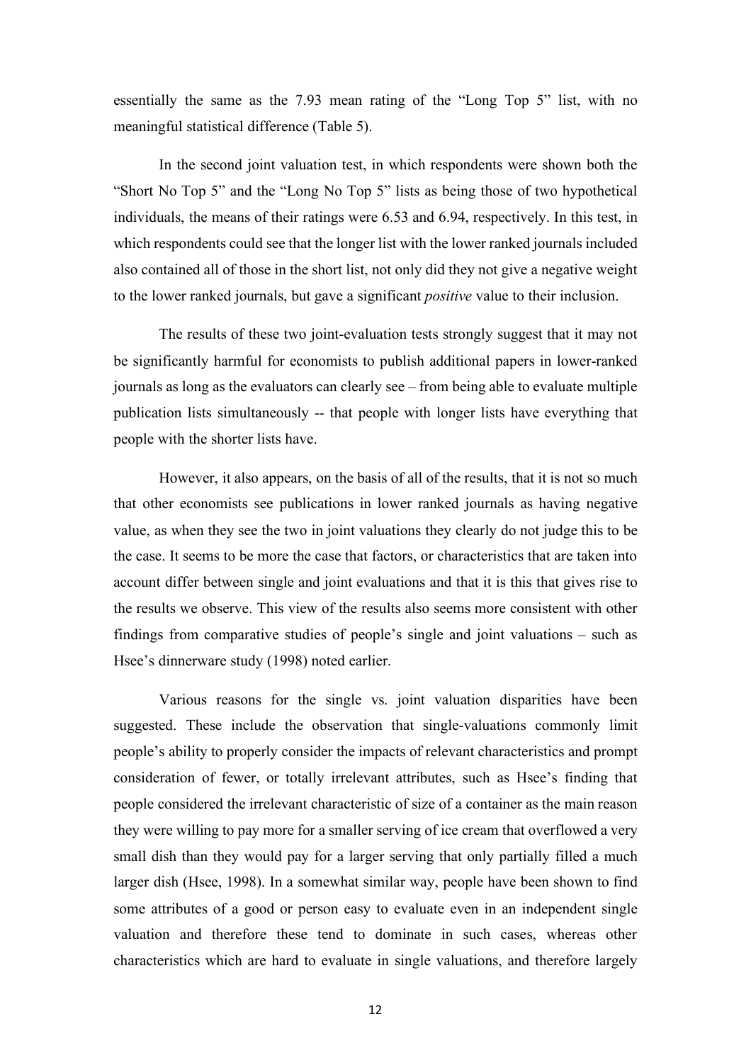essentially the same as the 7.93 mean rating of the "Long Top 5" list, with no meaningful statistical difference (Table 5).

In the second joint valuation test, in which respondents were shown both the "Short No Top 5" and the "Long No Top 5" lists as being those of two hypothetical individuals, the means of their ratings were 6.53 and 6.94, respectively. In this test, in which respondents could see that the longer list with the lower ranked journals included also contained all of those in the short list, not only did they not give a negative weight to the lower ranked journals, but gave a significant *positive* value to their inclusion.

The results of these two joint-evaluation tests strongly suggest that it may not be significantly harmful for economists to publish additional papers in lower-ranked journals as long as the evaluators can clearly see – from being able to evaluate multiple publication lists simultaneously -- that people with longer lists have everything that people with the shorter lists have.

However, it also appears, on the basis of all of the results, that it is not so much that other economists see publications in lower ranked journals as having negative value, as when they see the two in joint valuations they clearly do not judge this to be the case. It seems to be more the case that factors, or characteristics that are taken into account differ between single and joint evaluations and that it is this that gives rise to the results we observe. This view of the results also seems more consistent with other findings from comparative studies of people's single and joint valuations – such as Hsee's dinnerware study (1998) noted earlier.

Various reasons for the single vs. joint valuation disparities have been suggested. These include the observation that single-valuations commonly limit people's ability to properly consider the impacts of relevant characteristics and prompt consideration of fewer, or totally irrelevant attributes, such as Hsee's finding that people considered the irrelevant characteristic of size of a container as the main reason they were willing to pay more for a smaller serving of ice cream that overflowed a very small dish than they would pay for a larger serving that only partially filled a much larger dish (Hsee, 1998). In a somewhat similar way, people have been shown to find some attributes of a good or person easy to evaluate even in an independent single valuation and therefore these tend to dominate in such cases, whereas other characteristics which are hard to evaluate in single valuations, and therefore largely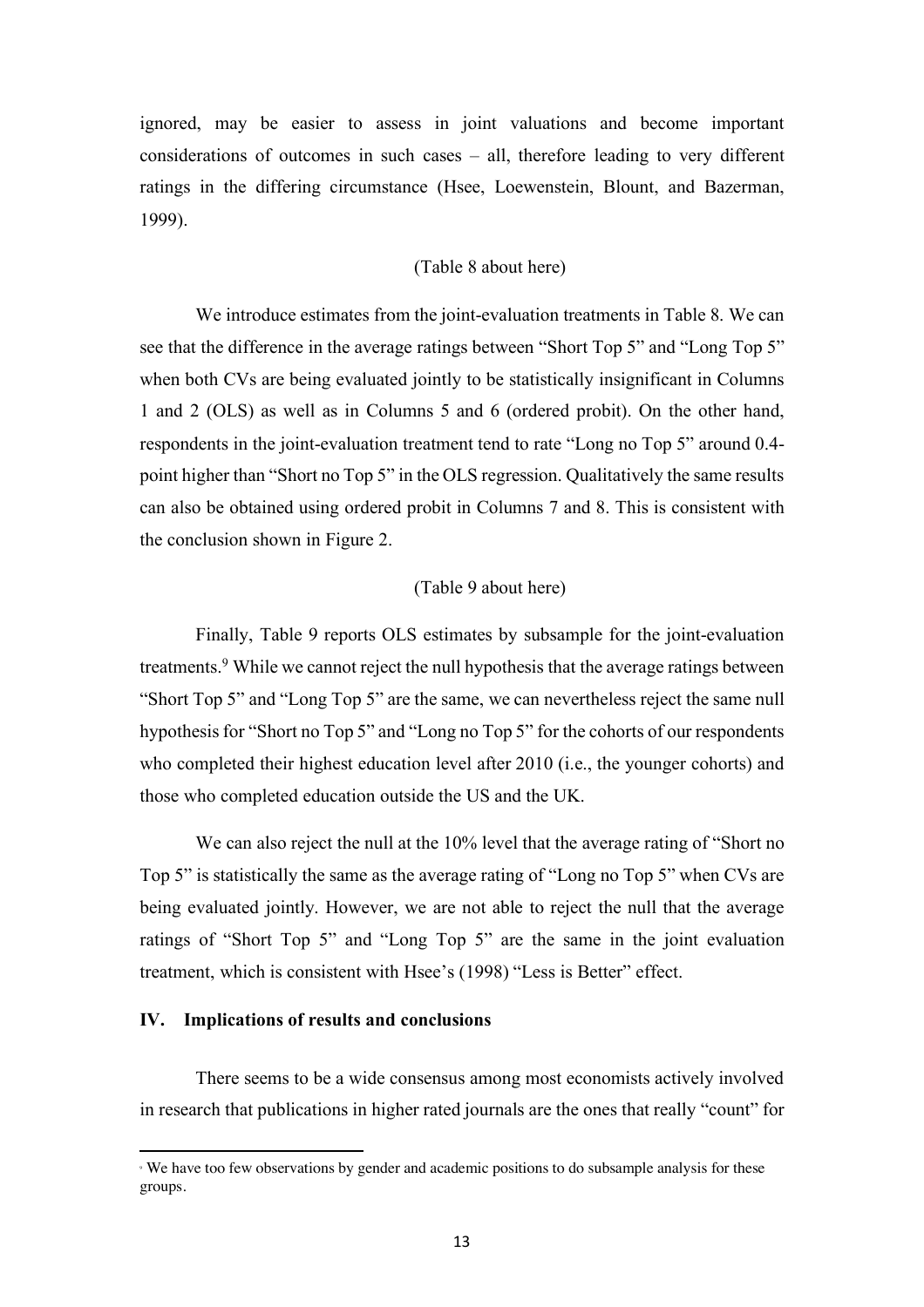ignored, may be easier to assess in joint valuations and become important considerations of outcomes in such cases – all, therefore leading to very different ratings in the differing circumstance (Hsee, Loewenstein, Blount, and Bazerman, 1999).

(Table 8 about here)

We introduce estimates from the joint-evaluation treatments in Table 8. We can see that the difference in the average ratings between "Short Top 5" and "Long Top 5" when both CVs are being evaluated jointly to be statistically insignificant in Columns 1 and 2 (OLS) as well as in Columns 5 and 6 (ordered probit). On the other hand, respondents in the joint-evaluation treatment tend to rate "Long no Top 5" around 0.4-point higher than "Short no Top 5" in the OLS regression. Qualitatively the same results can also be obtained using ordered probit in Columns 7 and 8. This is consistent with the conclusion shown in Figure 2.

(Table 9 about here)

Finally, Table 9 reports OLS estimates by subsample for the joint-evaluation treatments.[9] While we cannot reject the null hypothesis that the average ratings between "Short Top 5" and "Long Top 5" are the same, we can nevertheless reject the same null hypothesis for "Short no Top 5" and "Long no Top 5" for the cohorts of our respondents who completed their highest education level after 2010 (i.e., the younger cohorts) and those who completed education outside the US and the UK.

We can also reject the null at the 10% level that the average rating of "Short no Top 5" is statistically the same as the average rating of "Long no Top 5" when CVs are being evaluated jointly. However, we are not able to reject the null that the average ratings of "Short Top 5" and "Long Top 5" are the same in the joint evaluation treatment, which is consistent with Hsee's (1998) "Less is Better" effect.

## IV. Implications of results and conclusions

There seems to be a wide consensus among most economists actively involved in research that publications in higher rated journals are the ones that really "count" for

[9] We have too few observations by gender and academic positions to do subsample analysis for these groups.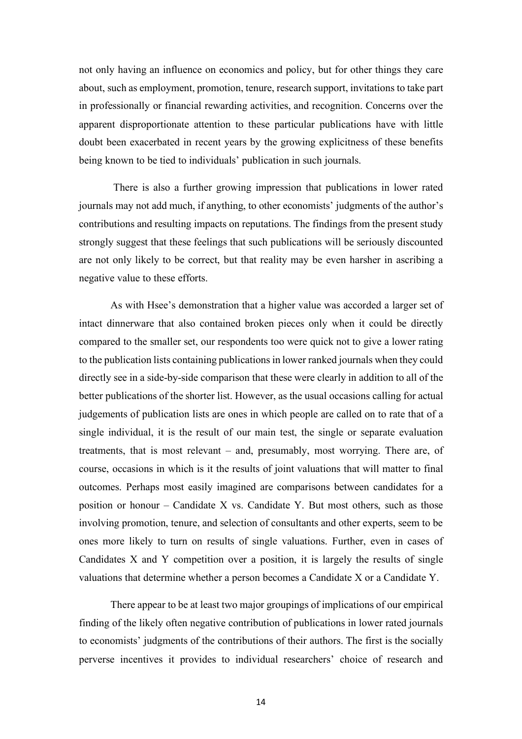not only having an influence on economics and policy, but for other things they care about, such as employment, promotion, tenure, research support, invitations to take part in professionally or financial rewarding activities, and recognition. Concerns over the apparent disproportionate attention to these particular publications have with little doubt been exacerbated in recent years by the growing explicitness of these benefits being known to be tied to individuals' publication in such journals.

There is also a further growing impression that publications in lower rated journals may not add much, if anything, to other economists' judgments of the author's contributions and resulting impacts on reputations. The findings from the present study strongly suggest that these feelings that such publications will be seriously discounted are not only likely to be correct, but that reality may be even harsher in ascribing a negative value to these efforts.

As with Hsee's demonstration that a higher value was accorded a larger set of intact dinnerware that also contained broken pieces only when it could be directly compared to the smaller set, our respondents too were quick not to give a lower rating to the publication lists containing publications in lower ranked journals when they could directly see in a side-by-side comparison that these were clearly in addition to all of the better publications of the shorter list. However, as the usual occasions calling for actual judgements of publication lists are ones in which people are called on to rate that of a single individual, it is the result of our main test, the single or separate evaluation treatments, that is most relevant – and, presumably, most worrying. There are, of course, occasions in which is it the results of joint valuations that will matter to final outcomes. Perhaps most easily imagined are comparisons between candidates for a position or honour – Candidate X vs. Candidate Y. But most others, such as those involving promotion, tenure, and selection of consultants and other experts, seem to be ones more likely to turn on results of single valuations. Further, even in cases of Candidates X and Y competition over a position, it is largely the results of single valuations that determine whether a person becomes a Candidate X or a Candidate Y.

There appear to be at least two major groupings of implications of our empirical finding of the likely often negative contribution of publications in lower rated journals to economists' judgments of the contributions of their authors. The first is the socially perverse incentives it provides to individual researchers' choice of research and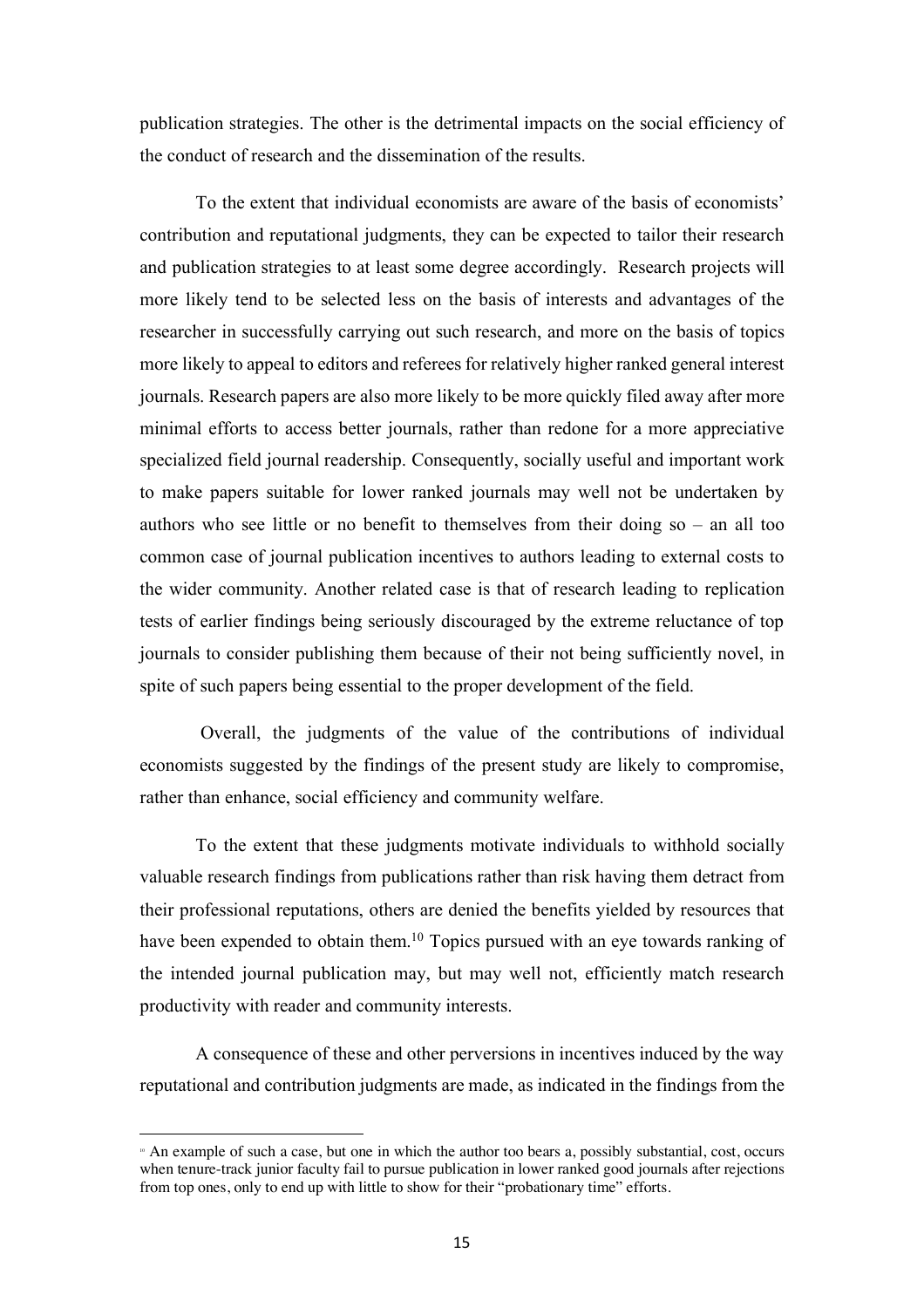publication strategies. The other is the detrimental impacts on the social efficiency of the conduct of research and the dissemination of the results.

To the extent that individual economists are aware of the basis of economists' contribution and reputational judgments, they can be expected to tailor their research and publication strategies to at least some degree accordingly. Research projects will more likely tend to be selected less on the basis of interests and advantages of the researcher in successfully carrying out such research, and more on the basis of topics more likely to appeal to editors and referees for relatively higher ranked general interest journals. Research papers are also more likely to be more quickly filed away after more minimal efforts to access better journals, rather than redone for a more appreciative specialized field journal readership. Consequently, socially useful and important work to make papers suitable for lower ranked journals may well not be undertaken by authors who see little or no benefit to themselves from their doing so – an all too common case of journal publication incentives to authors leading to external costs to the wider community. Another related case is that of research leading to replication tests of earlier findings being seriously discouraged by the extreme reluctance of top journals to consider publishing them because of their not being sufficiently novel, in spite of such papers being essential to the proper development of the field.

Overall, the judgments of the value of the contributions of individual economists suggested by the findings of the present study are likely to compromise, rather than enhance, social efficiency and community welfare.

To the extent that these judgments motivate individuals to withhold socially valuable research findings from publications rather than risk having them detract from their professional reputations, others are denied the benefits yielded by resources that have been expended to obtain them.[10] Topics pursued with an eye towards ranking of the intended journal publication may, but may well not, efficiently match research productivity with reader and community interests.

A consequence of these and other perversions in incentives induced by the way reputational and contribution judgments are made, as indicated in the findings from the

---

[10] An example of such a case, but one in which the author too bears a, possibly substantial, cost, occurs when tenure-track junior faculty fail to pursue publication in lower ranked good journals after rejections from top ones, only to end up with little to show for their "probationary time" efforts.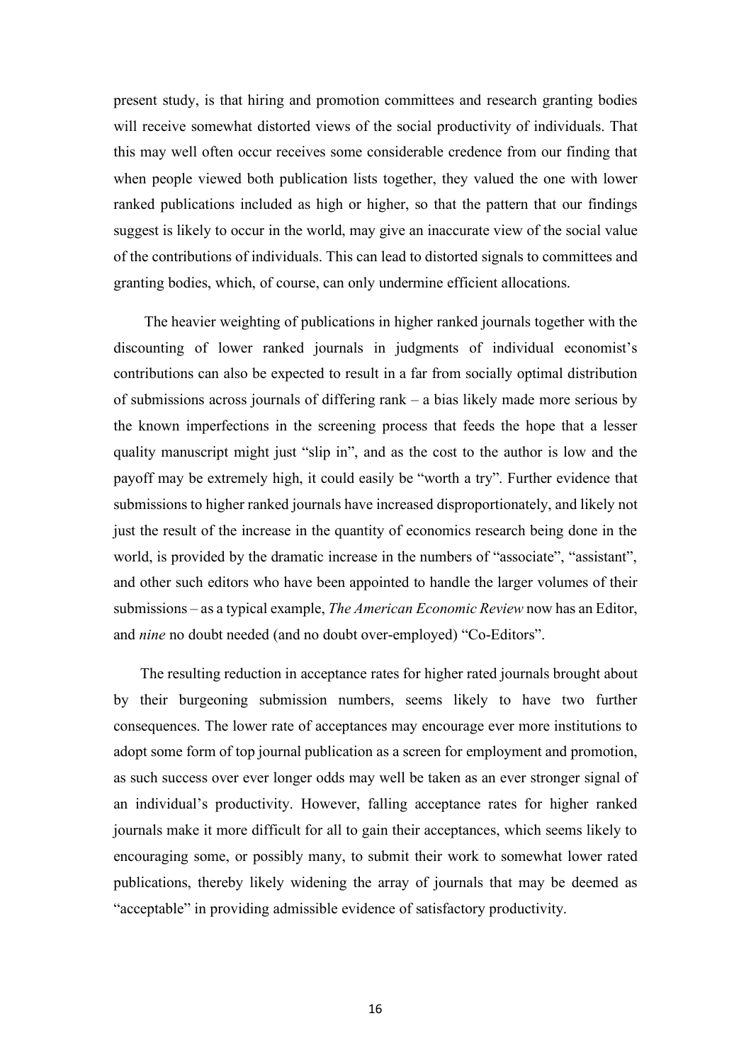present study, is that hiring and promotion committees and research granting bodies will receive somewhat distorted views of the social productivity of individuals. That this may well often occur receives some considerable credence from our finding that when people viewed both publication lists together, they valued the one with lower ranked publications included as high or higher, so that the pattern that our findings suggest is likely to occur in the world, may give an inaccurate view of the social value of the contributions of individuals. This can lead to distorted signals to committees and granting bodies, which, of course, can only undermine efficient allocations.

The heavier weighting of publications in higher ranked journals together with the discounting of lower ranked journals in judgments of individual economist's contributions can also be expected to result in a far from socially optimal distribution of submissions across journals of differing rank – a bias likely made more serious by the known imperfections in the screening process that feeds the hope that a lesser quality manuscript might just "slip in", and as the cost to the author is low and the payoff may be extremely high, it could easily be "worth a try". Further evidence that submissions to higher ranked journals have increased disproportionately, and likely not just the result of the increase in the quantity of economics research being done in the world, is provided by the dramatic increase in the numbers of "associate", "assistant", and other such editors who have been appointed to handle the larger volumes of their submissions – as a typical example, *The American Economic Review* now has an Editor, and *nine* no doubt needed (and no doubt over-employed) "Co-Editors".

The resulting reduction in acceptance rates for higher rated journals brought about by their burgeoning submission numbers, seems likely to have two further consequences. The lower rate of acceptances may encourage ever more institutions to adopt some form of top journal publication as a screen for employment and promotion, as such success over ever longer odds may well be taken as an ever stronger signal of an individual's productivity. However, falling acceptance rates for higher ranked journals make it more difficult for all to gain their acceptances, which seems likely to encouraging some, or possibly many, to submit their work to somewhat lower rated publications, thereby likely widening the array of journals that may be deemed as "acceptable" in providing admissible evidence of satisfactory productivity.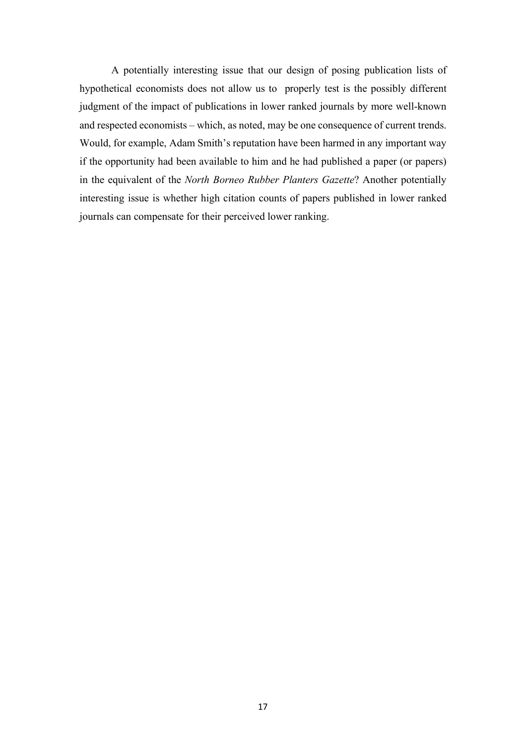A potentially interesting issue that our design of posing publication lists of hypothetical economists does not allow us to properly test is the possibly different judgment of the impact of publications in lower ranked journals by more well-known and respected economists – which, as noted, may be one consequence of current trends. Would, for example, Adam Smith's reputation have been harmed in any important way if the opportunity had been available to him and he had published a paper (or papers) in the equivalent of the *North Borneo Rubber Planters Gazette*? Another potentially interesting issue is whether high citation counts of papers published in lower ranked journals can compensate for their perceived lower ranking.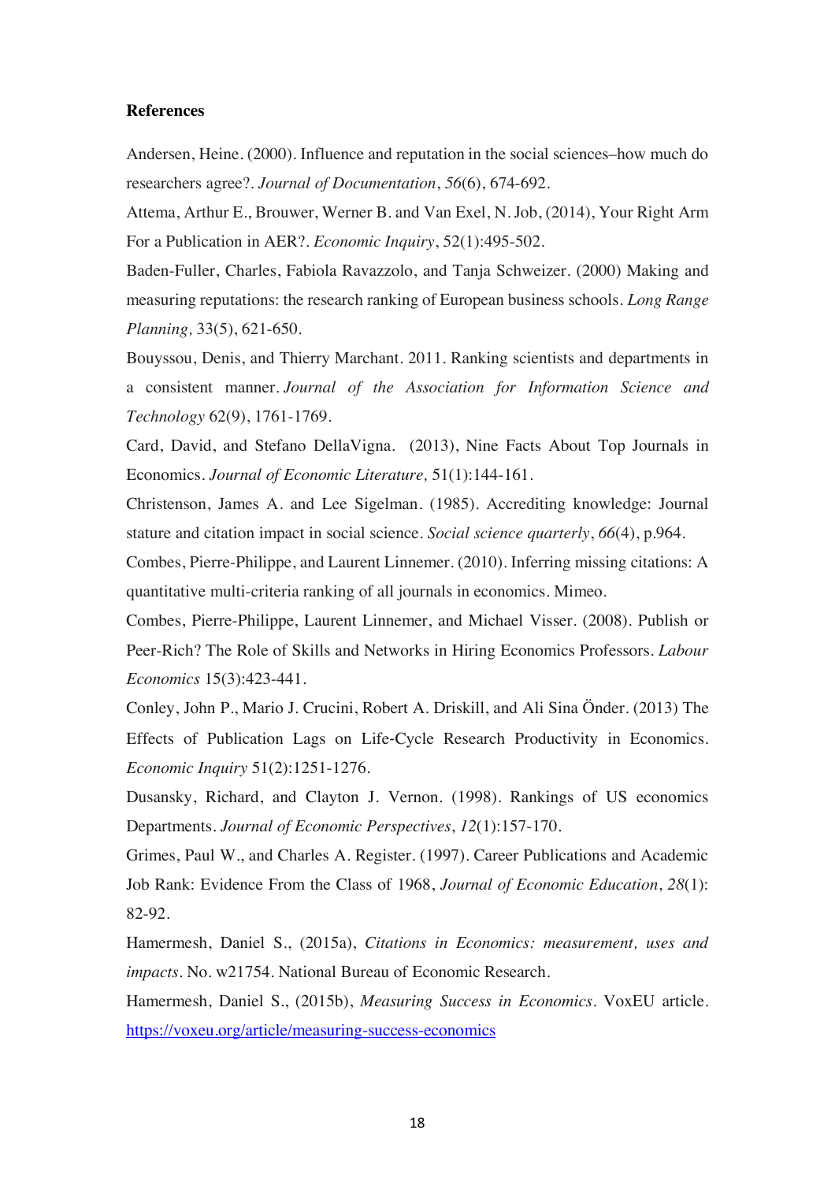**References**

Andersen, Heine. (2000). Influence and reputation in the social sciences–how much do researchers agree?. *Journal of Documentation*, *56*(6), 674-692.

Attema, Arthur E., Brouwer, Werner B. and Van Exel, N. Job, (2014), Your Right Arm For a Publication in AER?. *Economic Inquiry*, 52(1):495-502.

Baden-Fuller, Charles, Fabiola Ravazzolo, and Tanja Schweizer. (2000) Making and measuring reputations: the research ranking of European business schools. *Long Range Planning,* 33(5), 621-650.

Bouyssou, Denis, and Thierry Marchant. 2011. Ranking scientists and departments in a consistent manner. *Journal of the Association for Information Science and Technology* 62(9), 1761-1769.

Card, David, and Stefano DellaVigna. (2013), Nine Facts About Top Journals in Economics. *Journal of Economic Literature,* 51(1):144-161.

Christenson, James A. and Lee Sigelman. (1985). Accrediting knowledge: Journal stature and citation impact in social science. *Social science quarterly*, *66*(4), p.964.

Combes, Pierre-Philippe, and Laurent Linnemer. (2010). Inferring missing citations: A quantitative multi-criteria ranking of all journals in economics. Mimeo.

Combes, Pierre-Philippe, Laurent Linnemer, and Michael Visser. (2008). Publish or Peer-Rich? The Role of Skills and Networks in Hiring Economics Professors. *Labour Economics* 15(3):423-441.

Conley, John P., Mario J. Crucini, Robert A. Driskill, and Ali Sina Önder. (2013) The Effects of Publication Lags on Life-Cycle Research Productivity in Economics. *Economic Inquiry* 51(2):1251-1276.

Dusansky, Richard, and Clayton J. Vernon. (1998). Rankings of US economics Departments. *Journal of Economic Perspectives*, *12*(1):157-170.

Grimes, Paul W., and Charles A. Register. (1997). Career Publications and Academic Job Rank: Evidence From the Class of 1968, *Journal of Economic Education*, *28*(1): 82-92.

Hamermesh, Daniel S., (2015a), *Citations in Economics: measurement, uses and impacts*. No. w21754. National Bureau of Economic Research.

Hamermesh, Daniel S., (2015b), *Measuring Success in Economics*. VoxEU article. https://voxeu.org/article/measuring-success-economics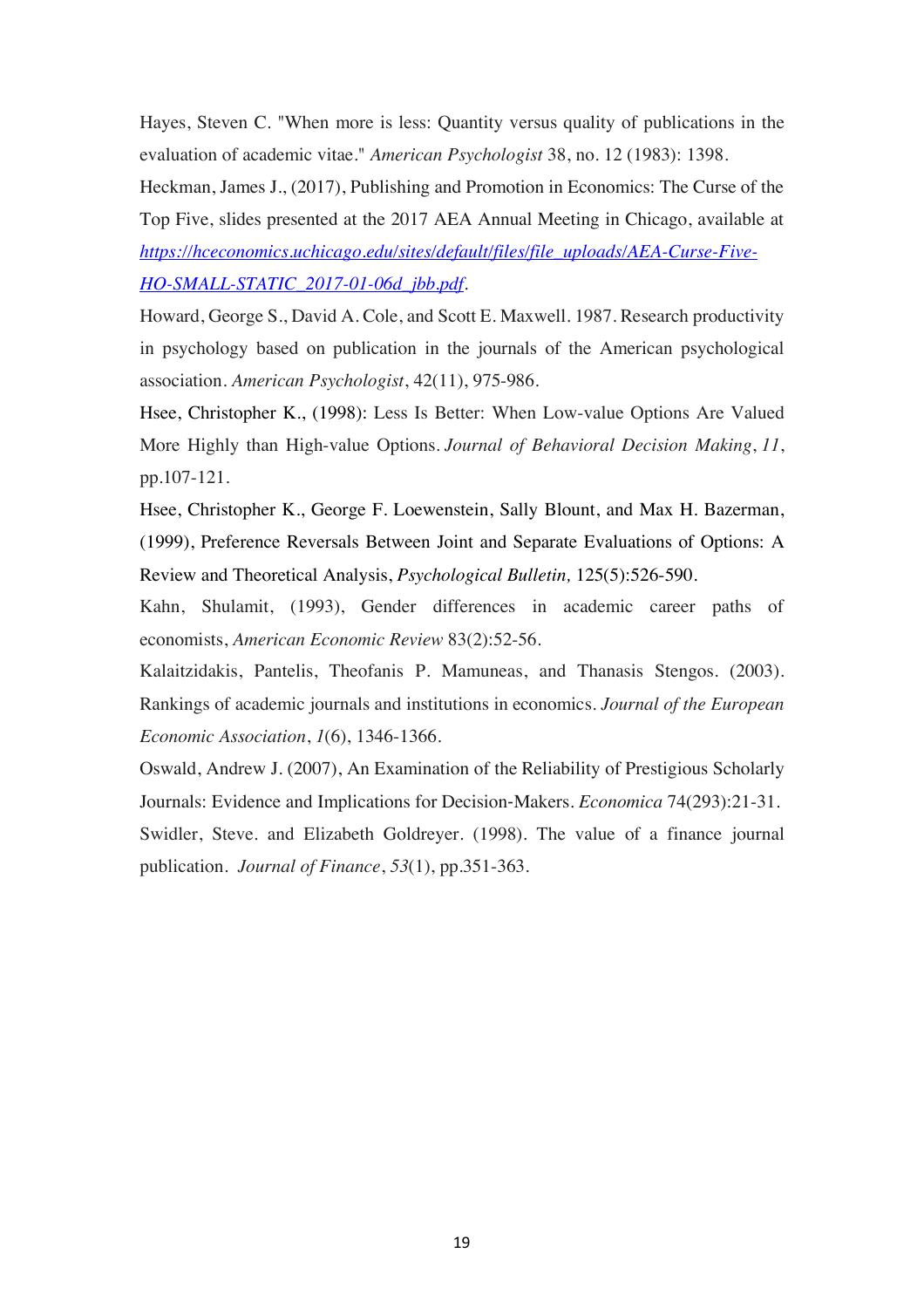Hayes, Steven C. "When more is less: Quantity versus quality of publications in the evaluation of academic vitae." *American Psychologist* 38, no. 12 (1983): 1398.

Heckman, James J., (2017), Publishing and Promotion in Economics: The Curse of the Top Five, slides presented at the 2017 AEA Annual Meeting in Chicago, available at [https://hceconomics.uchicago.edu/sites/default/files/file_uploads/AEA-Curse-Five-HO-SMALL-STATIC_2017-01-06d_jbb.pdf](https://hceconomics.uchicago.edu/sites/default/files/file_uploads/AEA-Curse-Five-HO-SMALL-STATIC_2017-01-06d_jbb.pdf).

Howard, George S., David A. Cole, and Scott E. Maxwell. 1987. Research productivity in psychology based on publication in the journals of the American psychological association. *American Psychologist*, 42(11), 975-986.

Hsee, Christopher K., (1998): Less Is Better: When Low-value Options Are Valued More Highly than High-value Options. *Journal of Behavioral Decision Making*, *11*, pp.107-121.

Hsee, Christopher K., George F. Loewenstein, Sally Blount, and Max H. Bazerman, (1999), Preference Reversals Between Joint and Separate Evaluations of Options: A Review and Theoretical Analysis, *Psychological Bulletin,* 125(5):526-590.

Kahn, Shulamit, (1993), Gender differences in academic career paths of economists, *American Economic Review* 83(2):52-56.

Kalaitzidakis, Pantelis, Theofanis P. Mamuneas, and Thanasis Stengos. (2003). Rankings of academic journals and institutions in economics. *Journal of the European Economic Association*, *1*(6), 1346-1366.

Oswald, Andrew J. (2007), An Examination of the Reliability of Prestigious Scholarly Journals: Evidence and Implications for Decision-Makers. *Economica* 74(293):21-31.

Swidler, Steve. and Elizabeth Goldreyer. (1998). The value of a finance journal publication. *Journal of Finance*, *53*(1), pp.351-363.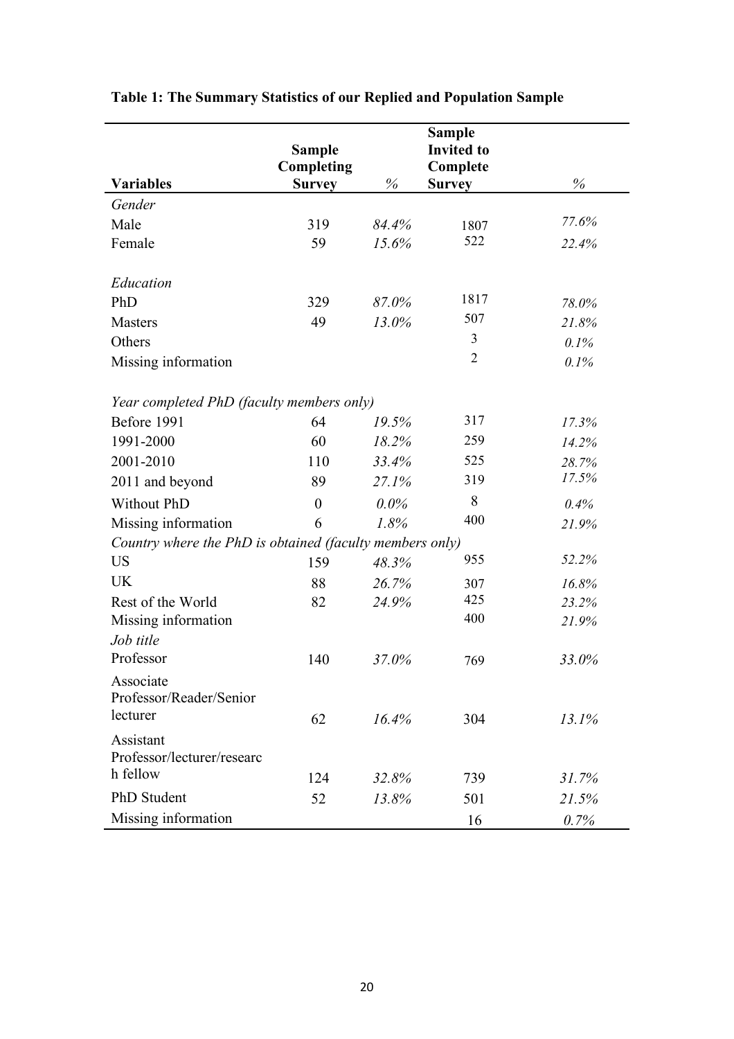**Table 1: The Summary Statistics of our Replied and Population Sample**

| Variables | Sample Completing Survey | % | Sample Invited to Complete Survey | % |
|---|---|---|---|---|
| *Gender* | | | | |
| Male | 319 | *84.4%* | 1807 | *77.6%* |
| Female | 59 | *15.6%* | 522 | *22.4%* |
| *Education* | | | | |
| PhD | 329 | *87.0%* | 1817 | *78.0%* |
| Masters | 49 | *13.0%* | 507 | *21.8%* |
| Others | | | 3 | *0.1%* |
| Missing information | | | 2 | *0.1%* |
| *Year completed PhD (faculty members only)* | | | | |
| Before 1991 | 64 | *19.5%* | 317 | *17.3%* |
| 1991-2000 | 60 | *18.2%* | 259 | *14.2%* |
| 2001-2010 | 110 | *33.4%* | 525 | *28.7%* |
| 2011 and beyond | 89 | *27.1%* | 319 | *17.5%* |
| Without PhD | 0 | *0.0%* | 8 | *0.4%* |
| Missing information | 6 | *1.8%* | 400 | *21.9%* |
| *Country where the PhD is obtained (faculty members only)* | | | | |
| US | 159 | *48.3%* | 955 | *52.2%* |
| UK | 88 | *26.7%* | 307 | *16.8%* |
| Rest of the World | 82 | *24.9%* | 425 | *23.2%* |
| Missing information | | | 400 | *21.9%* |
| *Job title* | | | | |
| Professor | 140 | *37.0%* | 769 | *33.0%* |
| Associate Professor/Reader/Senior lecturer | 62 | *16.4%* | 304 | *13.1%* |
| Assistant Professor/lecturer/research fellow | 124 | *32.8%* | 739 | *31.7%* |
| PhD Student | 52 | *13.8%* | 501 | *21.5%* |
| Missing information | | | 16 | *0.7%* |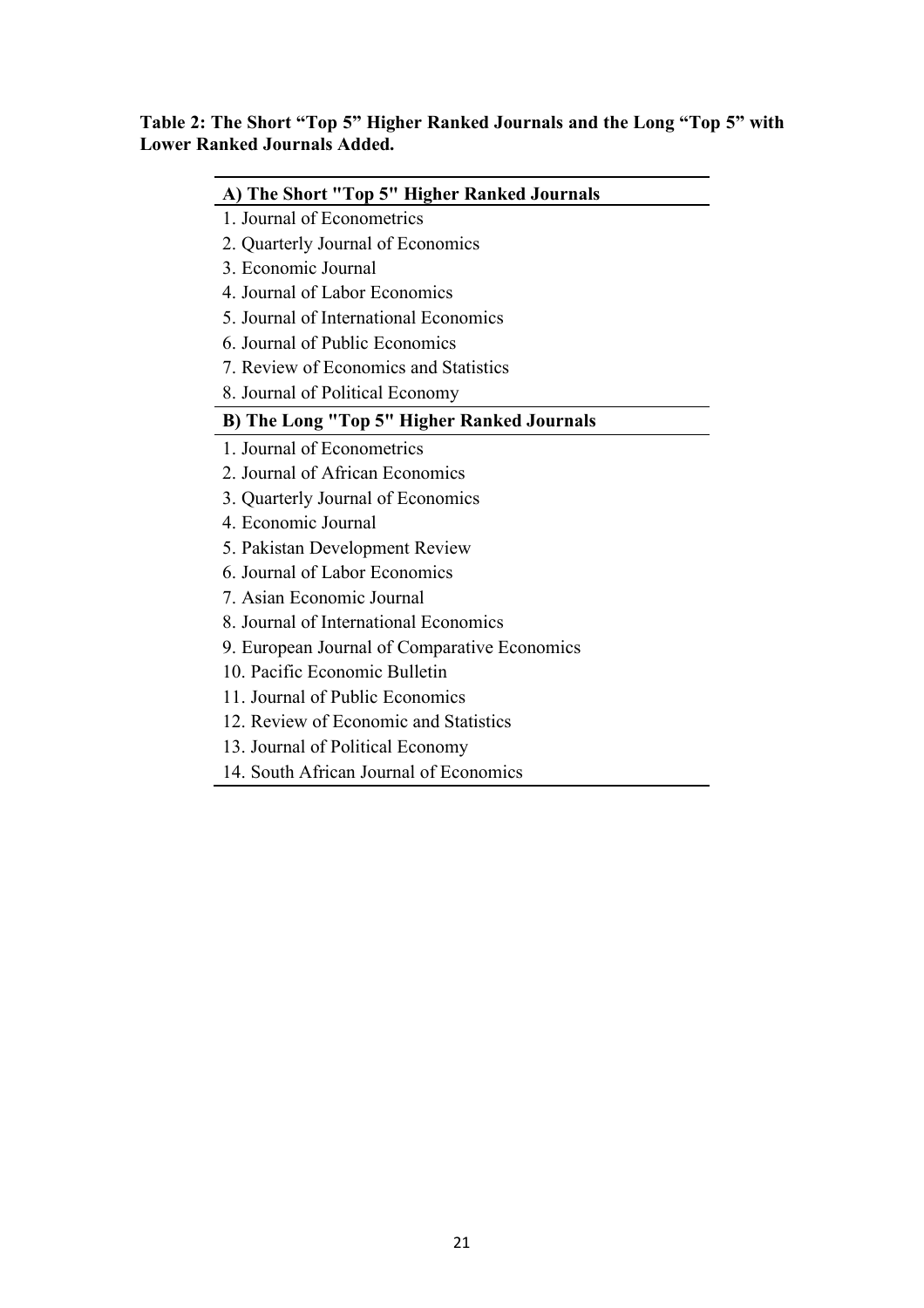**Table 2: The Short "Top 5" Higher Ranked Journals and the Long "Top 5" with Lower Ranked Journals Added.**

| A) The Short "Top 5" Higher Ranked Journals |
| --- |
| 1. Journal of Econometrics |
| 2. Quarterly Journal of Economics |
| 3. Economic Journal |
| 4. Journal of Labor Economics |
| 5. Journal of International Economics |
| 6. Journal of Public Economics |
| 7. Review of Economics and Statistics |
| 8. Journal of Political Economy |
| **B) The Long "Top 5" Higher Ranked Journals** |
| 1. Journal of Econometrics |
| 2. Journal of African Economics |
| 3. Quarterly Journal of Economics |
| 4. Economic Journal |
| 5. Pakistan Development Review |
| 6. Journal of Labor Economics |
| 7. Asian Economic Journal |
| 8. Journal of International Economics |
| 9. European Journal of Comparative Economics |
| 10. Pacific Economic Bulletin |
| 11. Journal of Public Economics |
| 12. Review of Economic and Statistics |
| 13. Journal of Political Economy |
| 14. South African Journal of Economics |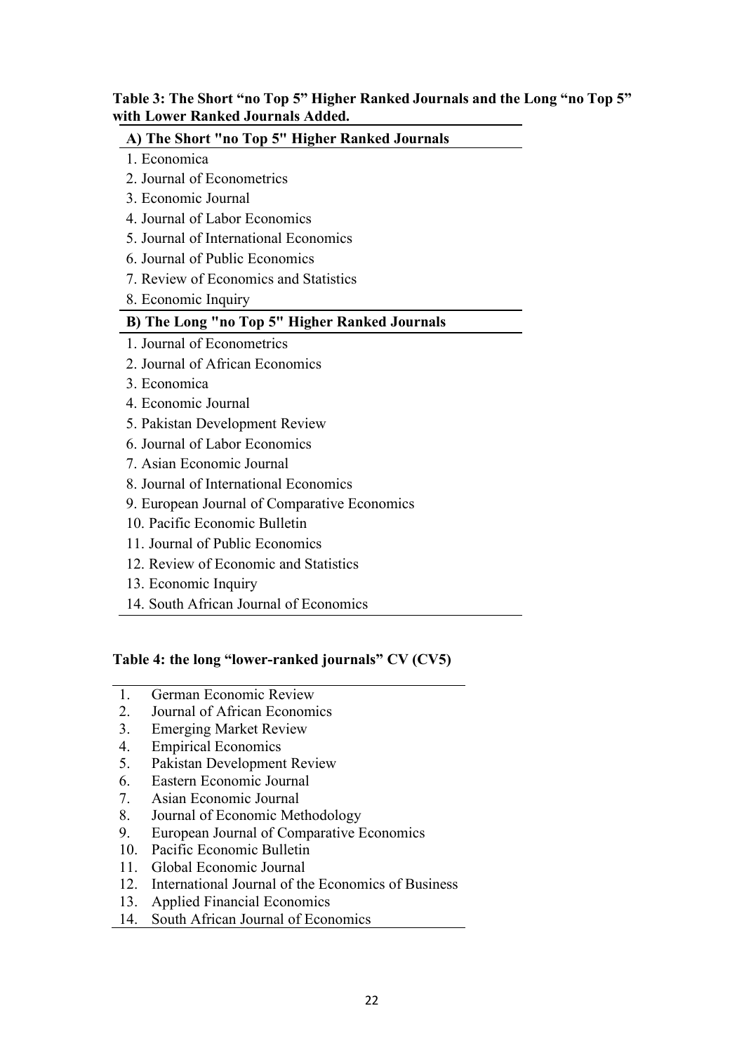**Table 3: The Short "no Top 5" Higher Ranked Journals and the Long "no Top 5" with Lower Ranked Journals Added.**

| A) The Short "no Top 5" Higher Ranked Journals |
|---|
| 1. Economica |
| 2. Journal of Econometrics |
| 3. Economic Journal |
| 4. Journal of Labor Economics |
| 5. Journal of International Economics |
| 6. Journal of Public Economics |
| 7. Review of Economics and Statistics |
| 8. Economic Inquiry |
| **B) The Long "no Top 5" Higher Ranked Journals** |
| 1. Journal of Econometrics |
| 2. Journal of African Economics |
| 3. Economica |
| 4. Economic Journal |
| 5. Pakistan Development Review |
| 6. Journal of Labor Economics |
| 7. Asian Economic Journal |
| 8. Journal of International Economics |
| 9. European Journal of Comparative Economics |
| 10. Pacific Economic Bulletin |
| 11. Journal of Public Economics |
| 12. Review of Economic and Statistics |
| 13. Economic Inquiry |
| 14. South African Journal of Economics |

**Table 4: the long "lower-ranked journals" CV (CV5)**

1. German Economic Review
2. Journal of African Economics
3. Emerging Market Review
4. Empirical Economics
5. Pakistan Development Review
6. Eastern Economic Journal
7. Asian Economic Journal
8. Journal of Economic Methodology
9. European Journal of Comparative Economics
10. Pacific Economic Bulletin
11. Global Economic Journal
12. International Journal of the Economics of Business
13. Applied Financial Economics
14. South African Journal of Economics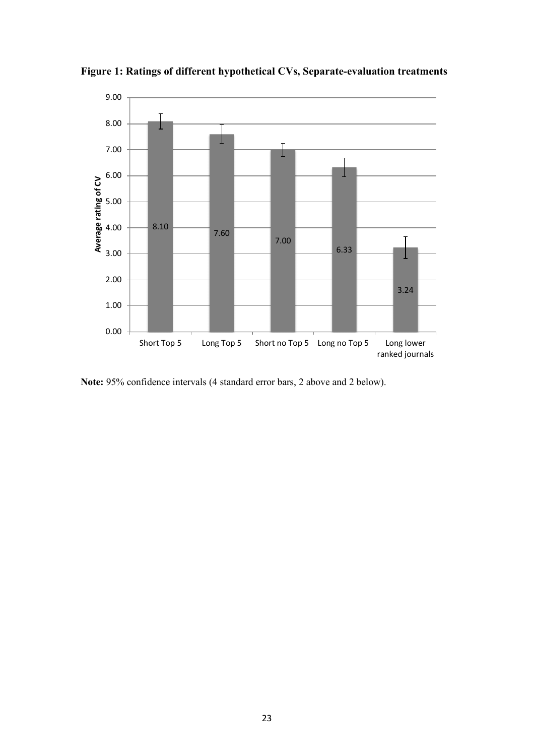**Figure 1: Ratings of different hypothetical CVs, Separate-evaluation treatments**

| CV | Average rating of CV |
|---|---|
| Short Top 5 | 8.10 |
| Long Top 5 | 7.60 |
| Short no Top 5 | 7.00 |
| Long no Top 5 | 6.33 |
| Long lower ranked journals | 3.24 |

**Note:** 95% confidence intervals (4 standard error bars, 2 above and 2 below).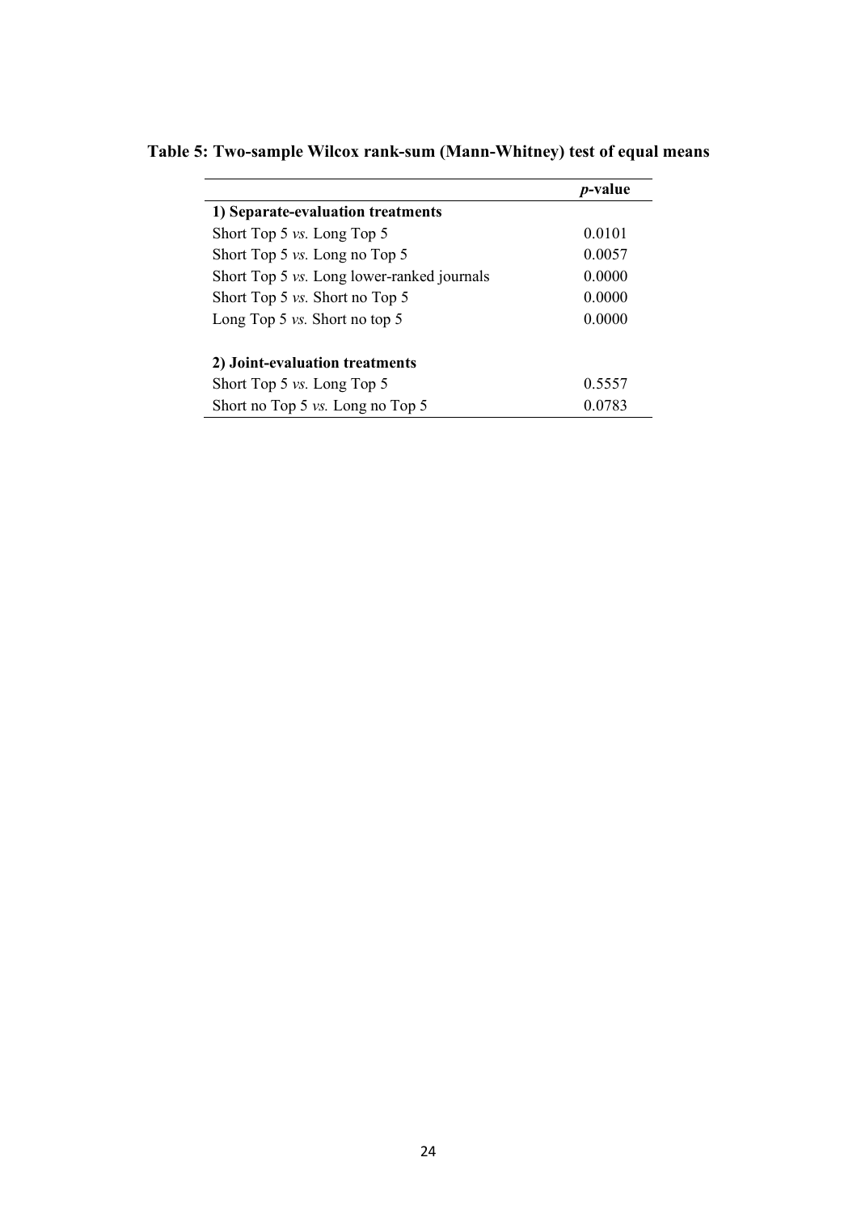**Table 5: Two-sample Wilcox rank-sum (Mann-Whitney) test of equal means**

| | *p*-value |
|---|---|
| **1) Separate-evaluation treatments** | |
| Short Top 5 *vs.* Long Top 5 | 0.0101 |
| Short Top 5 *vs.* Long no Top 5 | 0.0057 |
| Short Top 5 *vs.* Long lower-ranked journals | 0.0000 |
| Short Top 5 *vs.* Short no Top 5 | 0.0000 |
| Long Top 5 *vs.* Short no top 5 | 0.0000 |
| | |
| **2) Joint-evaluation treatments** | |
| Short Top 5 *vs.* Long Top 5 | 0.5557 |
| Short no Top 5 *vs.* Long no Top 5 | 0.0783 |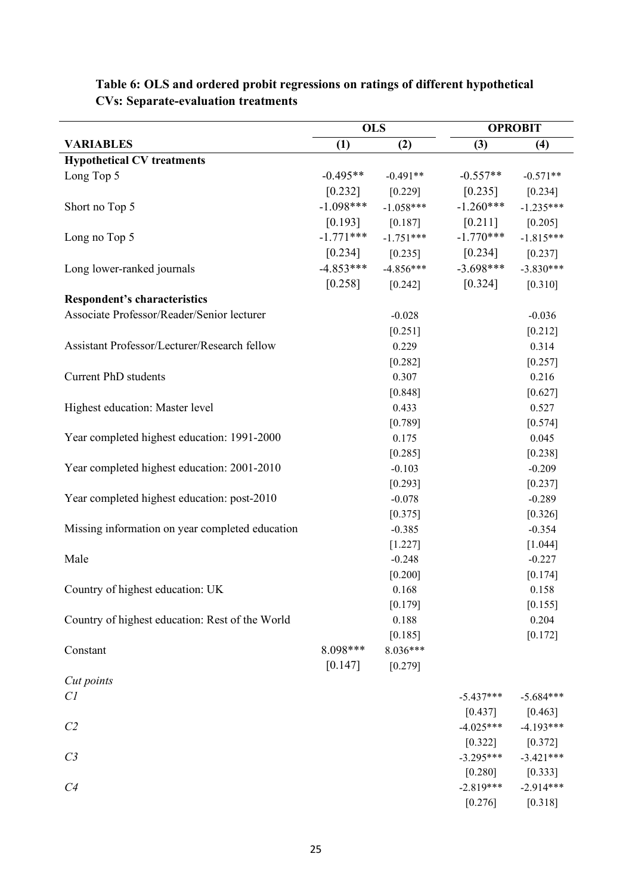**Table 6: OLS and ordered probit regressions on ratings of different hypothetical CVs: Separate-evaluation treatments**

| | OLS | | OPROBIT | |
|---|---|---|---|---|
| **VARIABLES** | **(1)** | **(2)** | **(3)** | **(4)** |
| **Hypothetical CV treatments** | | | | |
| Long Top 5 | -0.495** | -0.491** | -0.557** | -0.571** |
| | [0.232] | [0.229] | [0.235] | [0.234] |
| Short no Top 5 | -1.098*** | -1.058*** | -1.260*** | -1.235*** |
| | [0.193] | [0.187] | [0.211] | [0.205] |
| Long no Top 5 | -1.771*** | -1.751*** | -1.770*** | -1.815*** |
| | [0.234] | [0.235] | [0.234] | [0.237] |
| Long lower-ranked journals | -4.853*** | -4.856*** | -3.698*** | -3.830*** |
| | [0.258] | [0.242] | [0.324] | [0.310] |
| **Respondent's characteristics** | | | | |
| Associate Professor/Reader/Senior lecturer | | -0.028 | | -0.036 |
| | | [0.251] | | [0.212] |
| Assistant Professor/Lecturer/Research fellow | | 0.229 | | 0.314 |
| | | [0.282] | | [0.257] |
| Current PhD students | | 0.307 | | 0.216 |
| | | [0.848] | | [0.627] |
| Highest education: Master level | | 0.433 | | 0.527 |
| | | [0.789] | | [0.574] |
| Year completed highest education: 1991-2000 | | 0.175 | | 0.045 |
| | | [0.285] | | [0.238] |
| Year completed highest education: 2001-2010 | | -0.103 | | -0.209 |
| | | [0.293] | | [0.237] |
| Year completed highest education: post-2010 | | -0.078 | | -0.289 |
| | | [0.375] | | [0.326] |
| Missing information on year completed education | | -0.385 | | -0.354 |
| | | [1.227] | | [1.044] |
| Male | | -0.248 | | -0.227 |
| | | [0.200] | | [0.174] |
| Country of highest education: UK | | 0.168 | | 0.158 |
| | | [0.179] | | [0.155] |
| Country of highest education: Rest of the World | | 0.188 | | 0.204 |
| | | [0.185] | | [0.172] |
| Constant | 8.098*** | 8.036*** | | |
| | [0.147] | [0.279] | | |
| *Cut points* | | | | |
| *C1* | | | -5.437*** | -5.684*** |
| | | | [0.437] | [0.463] |
| *C2* | | | -4.025*** | -4.193*** |
| | | | [0.322] | [0.372] |
| *C3* | | | -3.295*** | -3.421*** |
| | | | [0.280] | [0.333] |
| *C4* | | | -2.819*** | -2.914*** |
| | | | [0.276] | [0.318] |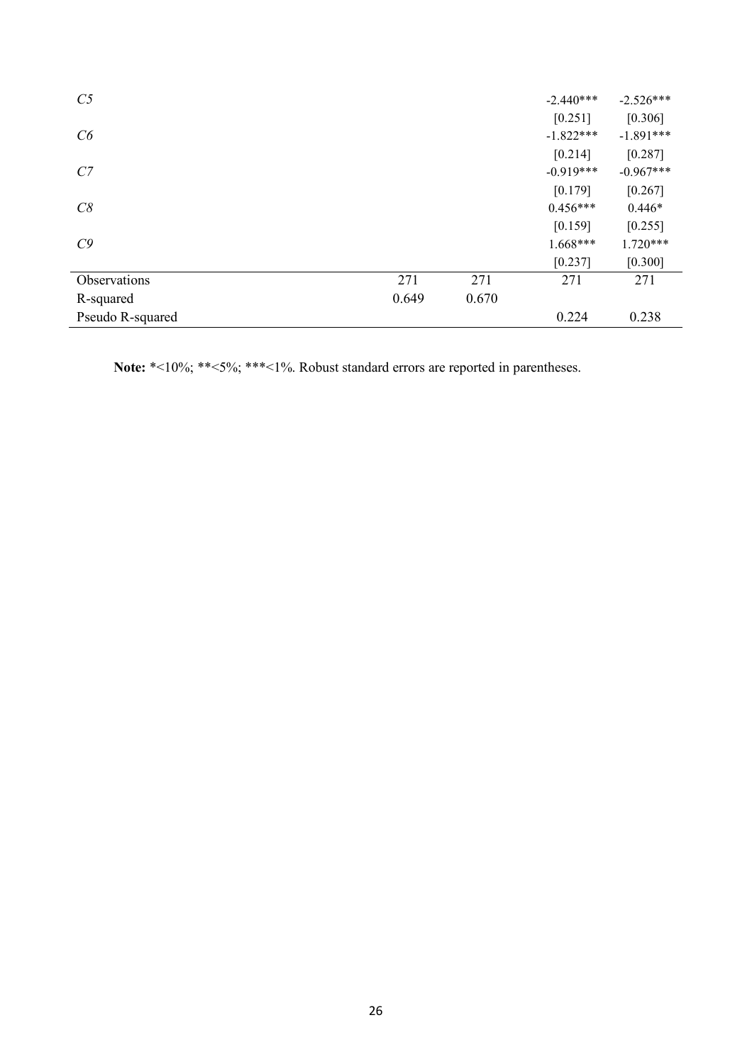| | | | | |
|---|---|---|---|---|
| *C5* | | | -2.440*** | -2.526*** |
| | | | [0.251] | [0.306] |
| *C6* | | | -1.822*** | -1.891*** |
| | | | [0.214] | [0.287] |
| *C7* | | | -0.919*** | -0.967*** |
| | | | [0.179] | [0.267] |
| *C8* | | | 0.456*** | 0.446* |
| | | | [0.159] | [0.255] |
| *C9* | | | 1.668*** | 1.720*** |
| | | | [0.237] | [0.300] |
| Observations | 271 | 271 | 271 | 271 |
| R-squared | 0.649 | 0.670 | | |
| Pseudo R-squared | | | 0.224 | 0.238 |

**Note:** *<10%; **<5%; ***<1%. Robust standard errors are reported in parentheses.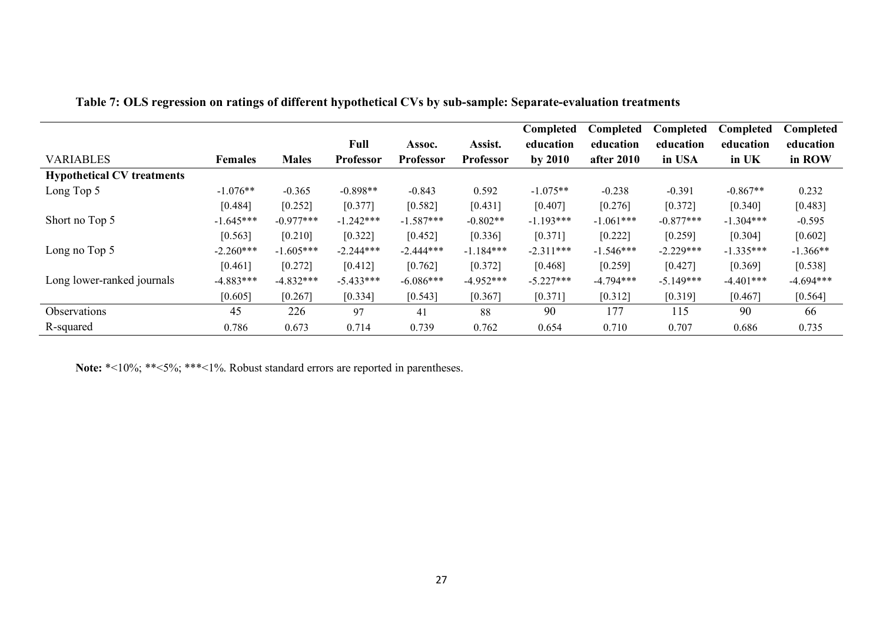**Table 7: OLS regression on ratings of different hypothetical CVs by sub-sample: Separate-evaluation treatments**

| VARIABLES | Females | Males | Full Professor | Assoc. Professor | Assist. Professor | Completed education by 2010 | Completed education after 2010 | Completed education in USA | Completed education in UK | Completed education in ROW |
|---|---|---|---|---|---|---|---|---|---|---|
| **Hypothetical CV treatments** | | | | | | | | | | |
| Long Top 5 | -1.076** | -0.365 | -0.898** | -0.843 | 0.592 | -1.075** | -0.238 | -0.391 | -0.867** | 0.232 |
| | [0.484] | [0.252] | [0.377] | [0.582] | [0.431] | [0.407] | [0.276] | [0.372] | [0.340] | [0.483] |
| Short no Top 5 | -1.645*** | -0.977*** | -1.242*** | -1.587*** | -0.802** | -1.193*** | -1.061*** | -0.877*** | -1.304*** | -0.595 |
| | [0.563] | [0.210] | [0.322] | [0.452] | [0.336] | [0.371] | [0.222] | [0.259] | [0.304] | [0.602] |
| Long no Top 5 | -2.260*** | -1.605*** | -2.244*** | -2.444*** | -1.184*** | -2.311*** | -1.546*** | -2.229*** | -1.335*** | -1.366** |
| | [0.461] | [0.272] | [0.412] | [0.762] | [0.372] | [0.468] | [0.259] | [0.427] | [0.369] | [0.538] |
| Long lower-ranked journals | -4.883*** | -4.832*** | -5.433*** | -6.086*** | -4.952*** | -5.227*** | -4.794*** | -5.149*** | -4.401*** | -4.694*** |
| | [0.605] | [0.267] | [0.334] | [0.543] | [0.367] | [0.371] | [0.312] | [0.319] | [0.467] | [0.564] |
| Observations | 45 | 226 | 97 | 41 | 88 | 90 | 177 | 115 | 90 | 66 |
| R-squared | 0.786 | 0.673 | 0.714 | 0.739 | 0.762 | 0.654 | 0.710 | 0.707 | 0.686 | 0.735 |

**Note:** *<10%; **<5%; ***<1%. Robust standard errors are reported in parentheses.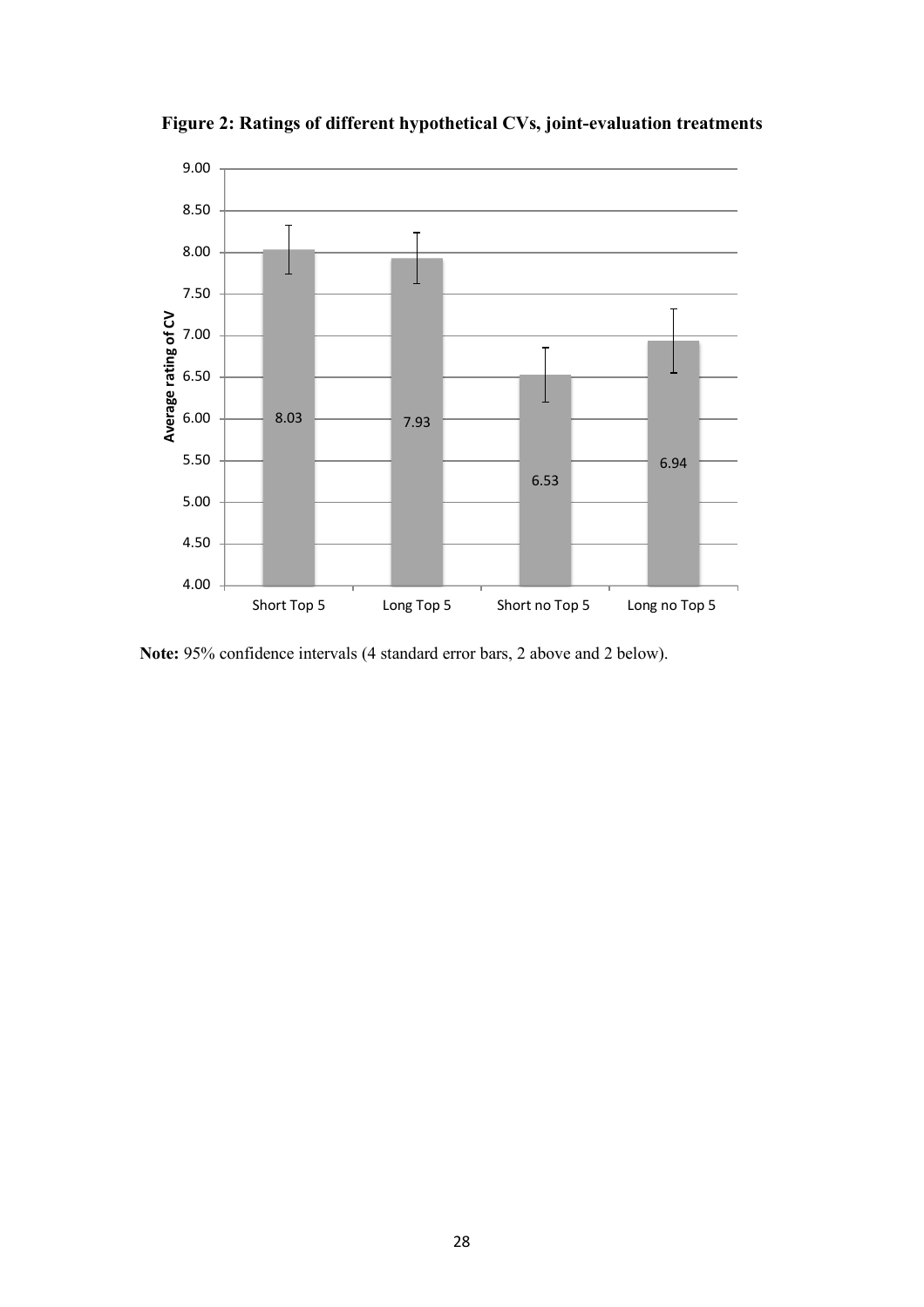**Figure 2: Ratings of different hypothetical CVs, joint-evaluation treatments**

| | Short Top 5 | Long Top 5 | Short no Top 5 | Long no Top 5 |
|---|---|---|---|---|
| Average rating of CV | 8.03 | 7.93 | 6.53 | 6.94 |

**Note:** 95% confidence intervals (4 standard error bars, 2 above and 2 below).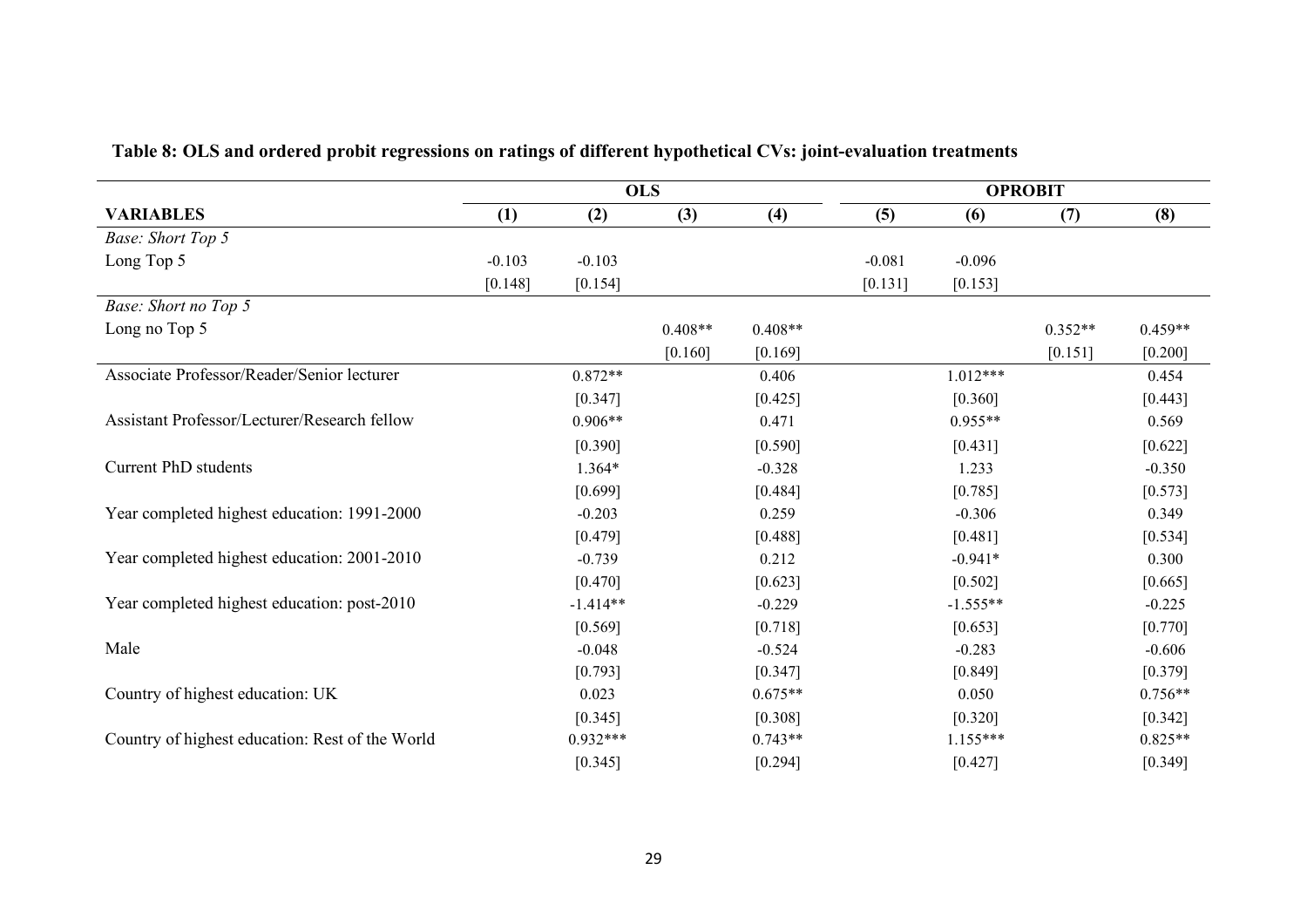**Table 8: OLS and ordered probit regressions on ratings of different hypothetical CVs: joint-evaluation treatments**

| | OLS | | | | OPROBIT | | | |
|---|---|---|---|---|---|---|---|---|
| **VARIABLES** | **(1)** | **(2)** | **(3)** | **(4)** | **(5)** | **(6)** | **(7)** | **(8)** |
| *Base: Short Top 5* | | | | | | | | |
| Long Top 5 | -0.103 | -0.103 | | | -0.081 | -0.096 | | |
| | [0.148] | [0.154] | | | [0.131] | [0.153] | | |
| *Base: Short no Top 5* | | | | | | | | |
| Long no Top 5 | | | 0.408** | 0.408** | | | 0.352** | 0.459** |
| | | | [0.160] | [0.169] | | | [0.151] | [0.200] |
| Associate Professor/Reader/Senior lecturer | | 0.872** | | 0.406 | | 1.012*** | | 0.454 |
| | | [0.347] | | [0.425] | | [0.360] | | [0.443] |
| Assistant Professor/Lecturer/Research fellow | | 0.906** | | 0.471 | | 0.955** | | 0.569 |
| | | [0.390] | | [0.590] | | [0.431] | | [0.622] |
| Current PhD students | | 1.364* | | -0.328 | | 1.233 | | -0.350 |
| | | [0.699] | | [0.484] | | [0.785] | | [0.573] |
| Year completed highest education: 1991-2000 | | -0.203 | | 0.259 | | -0.306 | | 0.349 |
| | | [0.479] | | [0.488] | | [0.481] | | [0.534] |
| Year completed highest education: 2001-2010 | | -0.739 | | 0.212 | | -0.941* | | 0.300 |
| | | [0.470] | | [0.623] | | [0.502] | | [0.665] |
| Year completed highest education: post-2010 | | -1.414** | | -0.229 | | -1.555** | | -0.225 |
| | | [0.569] | | [0.718] | | [0.653] | | [0.770] |
| Male | | -0.048 | | -0.524 | | -0.283 | | -0.606 |
| | | [0.793] | | [0.347] | | [0.849] | | [0.379] |
| Country of highest education: UK | | 0.023 | | 0.675** | | 0.050 | | 0.756** |
| | | [0.345] | | [0.308] | | [0.320] | | [0.342] |
| Country of highest education: Rest of the World | | 0.932*** | | 0.743** | | 1.155*** | | 0.825** |
| | | [0.345] | | [0.294] | | [0.427] | | [0.349] |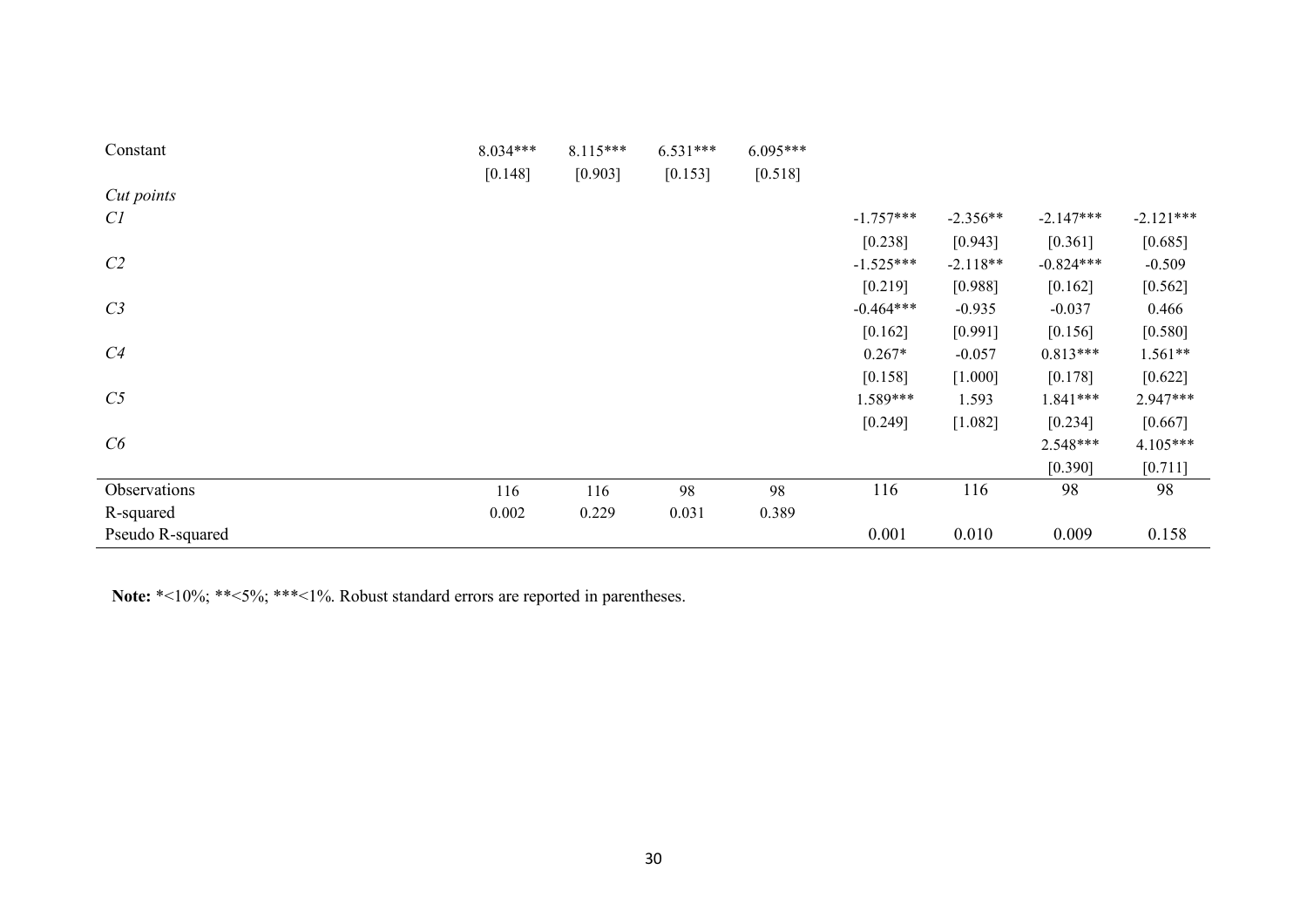| | (1) | (2) | (3) | (4) | (5) | (6) | (7) | (8) |
|---|---|---|---|---|---|---|---|---|
| Constant | 8.034*** | 8.115*** | 6.531*** | 6.095*** | | | | |
| | [0.148] | [0.903] | [0.153] | [0.518] | | | | |
| *Cut points* | | | | | | | | |
| *C1* | | | | | -1.757*** | -2.356** | -2.147*** | -2.121*** |
| | | | | | [0.238] | [0.943] | [0.361] | [0.685] |
| *C2* | | | | | -1.525*** | -2.118** | -0.824*** | -0.509 |
| | | | | | [0.219] | [0.988] | [0.162] | [0.562] |
| *C3* | | | | | -0.464*** | -0.935 | -0.037 | 0.466 |
| | | | | | [0.162] | [0.991] | [0.156] | [0.580] |
| *C4* | | | | | 0.267* | -0.057 | 0.813*** | 1.561** |
| | | | | | [0.158] | [1.000] | [0.178] | [0.622] |
| *C5* | | | | | 1.589*** | 1.593 | 1.841*** | 2.947*** |
| | | | | | [0.249] | [1.082] | [0.234] | [0.667] |
| *C6* | | | | | | | 2.548*** | 4.105*** |
| | | | | | | | [0.390] | [0.711] |
| Observations | 116 | 116 | 98 | 98 | 116 | 116 | 98 | 98 |
| R-squared | 0.002 | 0.229 | 0.031 | 0.389 | | | | |
| Pseudo R-squared | | | | | 0.001 | 0.010 | 0.009 | 0.158 |

**Note:** *<10%; **<5%; ***<1%. Robust standard errors are reported in parentheses.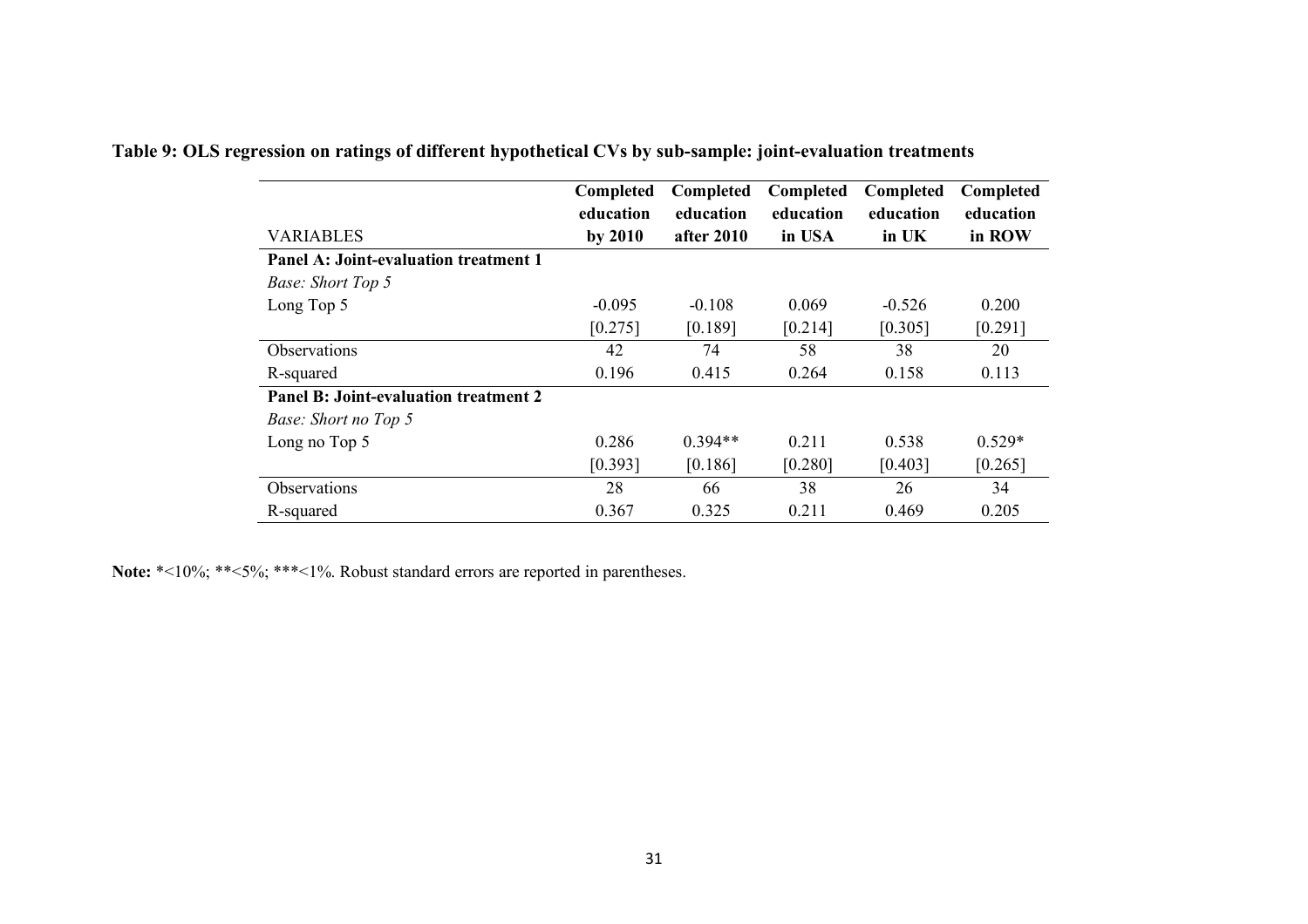**Table 9: OLS regression on ratings of different hypothetical CVs by sub-sample: joint-evaluation treatments**

| VARIABLES | Completed education by 2010 | Completed education after 2010 | Completed education in USA | Completed education in UK | Completed education in ROW |
|---|---|---|---|---|---|
| **Panel A: Joint-evaluation treatment 1** | | | | | |
| *Base: Short Top 5* | | | | | |
| Long Top 5 | -0.095 | -0.108 | 0.069 | -0.526 | 0.200 |
| | [0.275] | [0.189] | [0.214] | [0.305] | [0.291] |
| Observations | 42 | 74 | 58 | 38 | 20 |
| R-squared | 0.196 | 0.415 | 0.264 | 0.158 | 0.113 |
| **Panel B: Joint-evaluation treatment 2** | | | | | |
| *Base: Short no Top 5* | | | | | |
| Long no Top 5 | 0.286 | 0.394** | 0.211 | 0.538 | 0.529* |
| | [0.393] | [0.186] | [0.280] | [0.403] | [0.265] |
| Observations | 28 | 66 | 38 | 26 | 34 |
| R-squared | 0.367 | 0.325 | 0.211 | 0.469 | 0.205 |

**Note:** *<10%; **<5%; ***<1%. Robust standard errors are reported in parentheses.